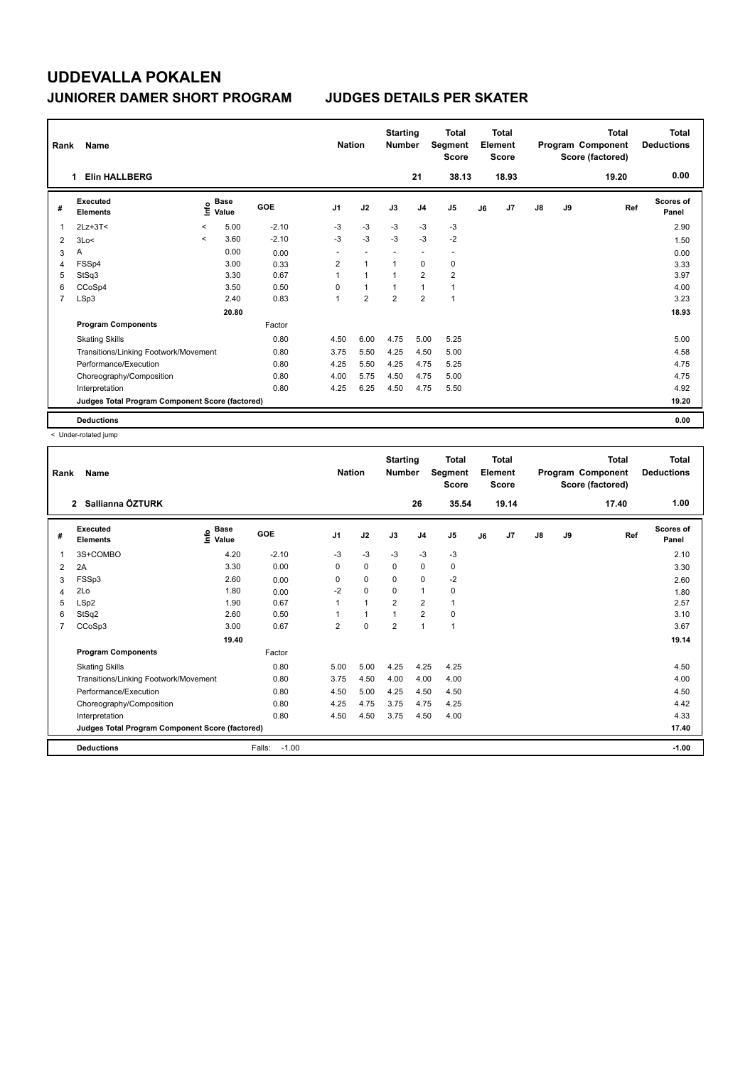# UDDEVALLA POKALEN

## JUNIORER DAMER SHORT PROGRAM

## JUDGES DETAILS PER SKATER

| Rank | Name | Nation | Starting Number | Total Segment Score | Total Element Score | Total Program Component Score (factored) | Total Deductions |
|---|---|---|---|---|---|---|---|
| 1 | Elin HALLBERG | | 21 | 38.13 | 18.93 | 19.20 | 0.00 |

| # | Executed Elements | Info | Base Value | GOE | J1 | J2 | J3 | J4 | J5 | J6 | J7 | J8 | J9 | Ref | Scores of Panel |
|---|---|---|---|---|---|---|---|---|---|---|---|---|---|---|---|
| 1 | 2Lz+3T< | < | 5.00 | -2.10 | -3 | -3 | -3 | -3 | -3 | | | | | | 2.90 |
| 2 | 3Lo< | < | 3.60 | -2.10 | -3 | -3 | -3 | -3 | -2 | | | | | | 1.50 |
| 3 | A | | 0.00 | 0.00 | - | - | - | - | - | | | | | | 0.00 |
| 4 | FSSp4 | | 3.00 | 0.33 | 2 | 1 | 1 | 0 | 0 | | | | | | 3.33 |
| 5 | StSq3 | | 3.30 | 0.67 | 1 | 1 | 1 | 2 | 2 | | | | | | 3.97 |
| 6 | CCoSp4 | | 3.50 | 0.50 | 0 | 1 | 1 | 1 | 1 | | | | | | 4.00 |
| 7 | LSp3 | | 2.40 | 0.83 | 1 | 2 | 2 | 2 | 1 | | | | | | 3.23 |
| | | | 20.80 | | | | | | | | | | | | 18.93 |
| | **Program Components** | | | Factor | | | | | | | | | | | |
| | Skating Skills | | | 0.80 | 4.50 | 6.00 | 4.75 | 5.00 | 5.25 | | | | | | 5.00 |
| | Transitions/Linking Footwork/Movement | | | 0.80 | 3.75 | 5.50 | 4.25 | 4.50 | 5.00 | | | | | | 4.58 |
| | Performance/Execution | | | 0.80 | 4.25 | 5.50 | 4.25 | 4.75 | 5.25 | | | | | | 4.75 |
| | Choreography/Composition | | | 0.80 | 4.00 | 5.75 | 4.50 | 4.75 | 5.00 | | | | | | 4.75 |
| | Interpretation | | | 0.80 | 4.25 | 6.25 | 4.50 | 4.75 | 5.50 | | | | | | 4.92 |
| | **Judges Total Program Component Score (factored)** | | | | | | | | | | | | | | 19.20 |
| | **Deductions** | | | | | | | | | | | | | | 0.00 |

< Under-rotated jump

| Rank | Name | Nation | Starting Number | Total Segment Score | Total Element Score | Total Program Component Score (factored) | Total Deductions |
|---|---|---|---|---|---|---|---|
| 2 | Sallianna ÖZTURK | | 26 | 35.54 | 19.14 | 17.40 | 1.00 |

| # | Executed Elements | Info | Base Value | GOE | J1 | J2 | J3 | J4 | J5 | J6 | J7 | J8 | J9 | Ref | Scores of Panel |
|---|---|---|---|---|---|---|---|---|---|---|---|---|---|---|---|
| 1 | 3S+COMBO | | 4.20 | -2.10 | -3 | -3 | -3 | -3 | -3 | | | | | | 2.10 |
| 2 | 2A | | 3.30 | 0.00 | 0 | 0 | 0 | 0 | 0 | | | | | | 3.30 |
| 3 | FSSp3 | | 2.60 | 0.00 | 0 | 0 | 0 | 0 | -2 | | | | | | 2.60 |
| 4 | 2Lo | | 1.80 | 0.00 | -2 | 0 | 0 | 1 | 0 | | | | | | 1.80 |
| 5 | LSp2 | | 1.90 | 0.67 | 1 | 1 | 2 | 2 | 1 | | | | | | 2.57 |
| 6 | StSq2 | | 2.60 | 0.50 | 1 | 1 | 1 | 2 | 0 | | | | | | 3.10 |
| 7 | CCoSp3 | | 3.00 | 0.67 | 2 | 0 | 2 | 1 | 1 | | | | | | 3.67 |
| | | | 19.40 | | | | | | | | | | | | 19.14 |
| | **Program Components** | | | Factor | | | | | | | | | | | |
| | Skating Skills | | | 0.80 | 5.00 | 5.00 | 4.25 | 4.25 | 4.25 | | | | | | 4.50 |
| | Transitions/Linking Footwork/Movement | | | 0.80 | 3.75 | 4.50 | 4.00 | 4.00 | 4.00 | | | | | | 4.00 |
| | Performance/Execution | | | 0.80 | 4.50 | 5.00 | 4.25 | 4.50 | 4.50 | | | | | | 4.50 |
| | Choreography/Composition | | | 0.80 | 4.25 | 4.75 | 3.75 | 4.75 | 4.25 | | | | | | 4.42 |
| | Interpretation | | | 0.80 | 4.50 | 4.50 | 3.75 | 4.50 | 4.00 | | | | | | 4.33 |
| | **Judges Total Program Component Score (factored)** | | | | | | | | | | | | | | 17.40 |
| | **Deductions** | | | Falls: -1.00 | | | | | | | | | | | -1.00 |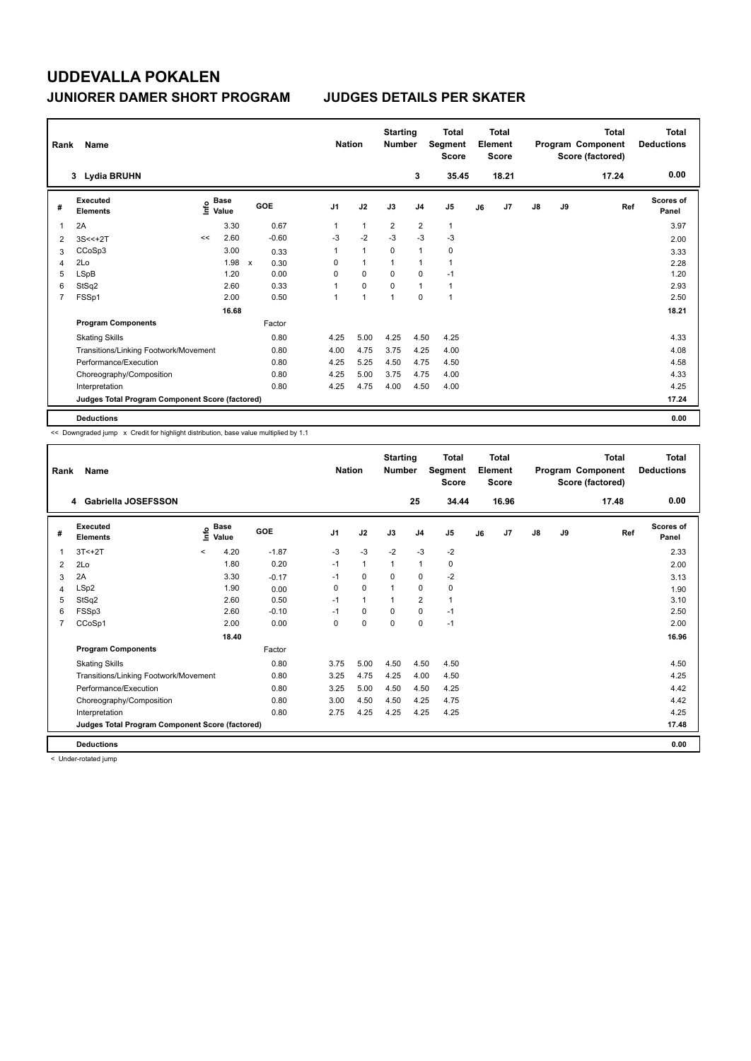# UDDEVALLA POKALEN

## JUNIORER DAMER SHORT PROGRAM JUDGES DETAILS PER SKATER

| Rank | Name | Nation | Starting Number | Total Segment Score | Total Element Score | Total Program Component Score (factored) | Total Deductions |
|---|---|---|---|---|---|---|---|
| 3 | Lydia BRUHN | | 3 | 35.45 | 18.21 | 17.24 | 0.00 |

| # | Executed Elements | Info | Base Value | | GOE | J1 | J2 | J3 | J4 | J5 | J6 | J7 | J8 | J9 | Ref | Scores of Panel |
|---|---|---|---|---|---|---|---|---|---|---|---|---|---|---|---|---|
| 1 | 2A | | 3.30 | | 0.67 | 1 | 1 | 2 | 2 | 1 | | | | | | 3.97 |
| 2 | 3S<<+2T | << | 2.60 | | -0.60 | -3 | -2 | -3 | -3 | -3 | | | | | | 2.00 |
| 3 | CCoSp3 | | 3.00 | | 0.33 | 1 | 1 | 0 | 1 | 0 | | | | | | 3.33 |
| 4 | 2Lo | | 1.98 | x | 0.30 | 0 | 1 | 1 | 1 | 1 | | | | | | 2.28 |
| 5 | LSpB | | 1.20 | | 0.00 | 0 | 0 | 0 | 0 | -1 | | | | | | 1.20 |
| 6 | StSq2 | | 2.60 | | 0.33 | 1 | 0 | 0 | 1 | 1 | | | | | | 2.93 |
| 7 | FSSp1 | | 2.00 | | 0.50 | 1 | 1 | 1 | 0 | 1 | | | | | | 2.50 |
| | | | 16.68 | | | | | | | | | | | | | 18.21 |
| | **Program Components** | | | | Factor | | | | | | | | | | | |
| | Skating Skills | | | | 0.80 | 4.25 | 5.00 | 4.25 | 4.50 | 4.25 | | | | | | 4.33 |
| | Transitions/Linking Footwork/Movement | | | | 0.80 | 4.00 | 4.75 | 3.75 | 4.25 | 4.00 | | | | | | 4.08 |
| | Performance/Execution | | | | 0.80 | 4.25 | 5.25 | 4.50 | 4.75 | 4.50 | | | | | | 4.58 |
| | Choreography/Composition | | | | 0.80 | 4.25 | 5.00 | 3.75 | 4.75 | 4.00 | | | | | | 4.33 |
| | Interpretation | | | | 0.80 | 4.25 | 4.75 | 4.00 | 4.50 | 4.00 | | | | | | 4.25 |
| | **Judges Total Program Component Score (factored)** | | | | | | | | | | | | | | | 17.24 |
| | **Deductions** | | | | | | | | | | | | | | | 0.00 |

<< Downgraded jump x Credit for highlight distribution, base value multiplied by 1.1

| Rank | Name | Nation | Starting Number | Total Segment Score | Total Element Score | Total Program Component Score (factored) | Total Deductions |
|---|---|---|---|---|---|---|---|
| 4 | Gabriella JOSEFSSON | | 25 | 34.44 | 16.96 | 17.48 | 0.00 |

| # | Executed Elements | Info | Base Value | GOE | J1 | J2 | J3 | J4 | J5 | J6 | J7 | J8 | J9 | Ref | Scores of Panel |
|---|---|---|---|---|---|---|---|---|---|---|---|---|---|---|---|
| 1 | 3T<+2T | < | 4.20 | -1.87 | -3 | -3 | -2 | -3 | -2 | | | | | | 2.33 |
| 2 | 2Lo | | 1.80 | 0.20 | -1 | 1 | 1 | 1 | 0 | | | | | | 2.00 |
| 3 | 2A | | 3.30 | -0.17 | -1 | 0 | 0 | 0 | -2 | | | | | | 3.13 |
| 4 | LSp2 | | 1.90 | 0.00 | 0 | 0 | 1 | 0 | 0 | | | | | | 1.90 |
| 5 | StSq2 | | 2.60 | 0.50 | -1 | 1 | 1 | 2 | 1 | | | | | | 3.10 |
| 6 | FSSp3 | | 2.60 | -0.10 | -1 | 0 | 0 | 0 | -1 | | | | | | 2.50 |
| 7 | CCoSp1 | | 2.00 | 0.00 | 0 | 0 | 0 | 0 | -1 | | | | | | 2.00 |
| | | | 18.40 | | | | | | | | | | | | 16.96 |
| | **Program Components** | | | Factor | | | | | | | | | | | |
| | Skating Skills | | | 0.80 | 3.75 | 5.00 | 4.50 | 4.50 | 4.50 | | | | | | 4.50 |
| | Transitions/Linking Footwork/Movement | | | 0.80 | 3.25 | 4.75 | 4.25 | 4.00 | 4.50 | | | | | | 4.25 |
| | Performance/Execution | | | 0.80 | 3.25 | 5.00 | 4.50 | 4.50 | 4.25 | | | | | | 4.42 |
| | Choreography/Composition | | | 0.80 | 3.00 | 4.50 | 4.50 | 4.25 | 4.75 | | | | | | 4.42 |
| | Interpretation | | | 0.80 | 2.75 | 4.25 | 4.25 | 4.25 | 4.25 | | | | | | 4.25 |
| | **Judges Total Program Component Score (factored)** | | | | | | | | | | | | | | 17.48 |
| | **Deductions** | | | | | | | | | | | | | | 0.00 |

< Under-rotated jump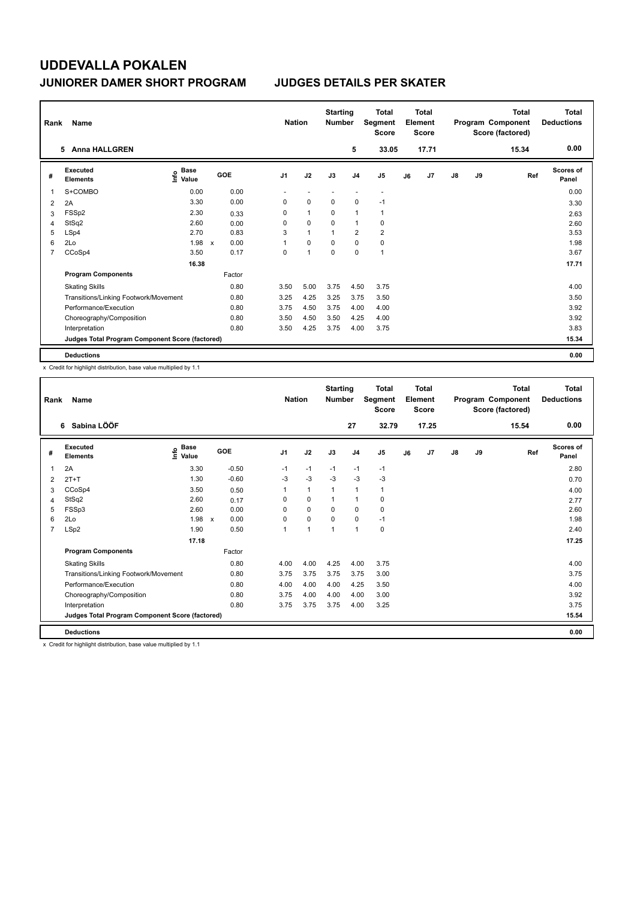# UDDEVALLA POKALEN

## JUNIORER DAMER SHORT PROGRAM

## JUDGES DETAILS PER SKATER

| Rank | Name | Nation | Starting Number | Total Segment Score | Total Element Score | Total Program Component Score (factored) | Total Deductions |
|---|---|---|---|---|---|---|---|
| 5 | Anna HALLGREN | | 5 | 33.05 | 17.71 | 15.34 | 0.00 |

| # | Executed Elements | Info | Base Value | | GOE | J1 | J2 | J3 | J4 | J5 | J6 | J7 | J8 | J9 | Ref | Scores of Panel |
|---|---|---|---|---|---|---|---|---|---|---|---|---|---|---|---|---|
| 1 | S+COMBO | | 0.00 | | 0.00 | - | - | - | - | - | | | | | | 0.00 |
| 2 | 2A | | 3.30 | | 0.00 | 0 | 0 | 0 | 0 | -1 | | | | | | 3.30 |
| 3 | FSSp2 | | 2.30 | | 0.33 | 0 | 1 | 0 | 1 | 1 | | | | | | 2.63 |
| 4 | StSq2 | | 2.60 | | 0.00 | 0 | 0 | 0 | 1 | 0 | | | | | | 2.60 |
| 5 | LSp4 | | 2.70 | | 0.83 | 3 | 1 | 1 | 2 | 2 | | | | | | 3.53 |
| 6 | 2Lo | | 1.98 | x | 0.00 | 1 | 0 | 0 | 0 | 0 | | | | | | 1.98 |
| 7 | CCoSp4 | | 3.50 | | 0.17 | 0 | 1 | 0 | 0 | 1 | | | | | | 3.67 |
| | | | 16.38 | | | | | | | | | | | | | 17.71 |
| | **Program Components** | | | | Factor | | | | | | | | | | | |
| | Skating Skills | | | | 0.80 | 3.50 | 5.00 | 3.75 | 4.50 | 3.75 | | | | | | 4.00 |
| | Transitions/Linking Footwork/Movement | | | | 0.80 | 3.25 | 4.25 | 3.25 | 3.75 | 3.50 | | | | | | 3.50 |
| | Performance/Execution | | | | 0.80 | 3.75 | 4.50 | 3.75 | 4.00 | 4.00 | | | | | | 3.92 |
| | Choreography/Composition | | | | 0.80 | 3.50 | 4.50 | 3.50 | 4.25 | 4.00 | | | | | | 3.92 |
| | Interpretation | | | | 0.80 | 3.50 | 4.25 | 3.75 | 4.00 | 3.75 | | | | | | 3.83 |
| | **Judges Total Program Component Score (factored)** | | | | | | | | | | | | | | | 15.34 |
| | **Deductions** | | | | | | | | | | | | | | | 0.00 |

x Credit for highlight distribution, base value multiplied by 1.1

| Rank | Name | Nation | Starting Number | Total Segment Score | Total Element Score | Total Program Component Score (factored) | Total Deductions |
|---|---|---|---|---|---|---|---|
| 6 | Sabina LÖÖF | | 27 | 32.79 | 17.25 | 15.54 | 0.00 |

| # | Executed Elements | Info | Base Value | | GOE | J1 | J2 | J3 | J4 | J5 | J6 | J7 | J8 | J9 | Ref | Scores of Panel |
|---|---|---|---|---|---|---|---|---|---|---|---|---|---|---|---|---|
| 1 | 2A | | 3.30 | | -0.50 | -1 | -1 | -1 | -1 | -1 | | | | | | 2.80 |
| 2 | 2T+T | | 1.30 | | -0.60 | -3 | -3 | -3 | -3 | -3 | | | | | | 0.70 |
| 3 | CCoSp4 | | 3.50 | | 0.50 | 1 | 1 | 1 | 1 | 1 | | | | | | 4.00 |
| 4 | StSq2 | | 2.60 | | 0.17 | 0 | 0 | 1 | 1 | 0 | | | | | | 2.77 |
| 5 | FSSp3 | | 2.60 | | 0.00 | 0 | 0 | 0 | 0 | 0 | | | | | | 2.60 |
| 6 | 2Lo | | 1.98 | x | 0.00 | 0 | 0 | 0 | 0 | -1 | | | | | | 1.98 |
| 7 | LSp2 | | 1.90 | | 0.50 | 1 | 1 | 1 | 1 | 0 | | | | | | 2.40 |
| | | | 17.18 | | | | | | | | | | | | | 17.25 |
| | **Program Components** | | | | Factor | | | | | | | | | | | |
| | Skating Skills | | | | 0.80 | 4.00 | 4.00 | 4.25 | 4.00 | 3.75 | | | | | | 4.00 |
| | Transitions/Linking Footwork/Movement | | | | 0.80 | 3.75 | 3.75 | 3.75 | 3.75 | 3.00 | | | | | | 3.75 |
| | Performance/Execution | | | | 0.80 | 4.00 | 4.00 | 4.00 | 4.25 | 3.50 | | | | | | 4.00 |
| | Choreography/Composition | | | | 0.80 | 3.75 | 4.00 | 4.00 | 4.00 | 3.00 | | | | | | 3.92 |
| | Interpretation | | | | 0.80 | 3.75 | 3.75 | 3.75 | 4.00 | 3.25 | | | | | | 3.75 |
| | **Judges Total Program Component Score (factored)** | | | | | | | | | | | | | | | 15.54 |
| | **Deductions** | | | | | | | | | | | | | | | 0.00 |

x Credit for highlight distribution, base value multiplied by 1.1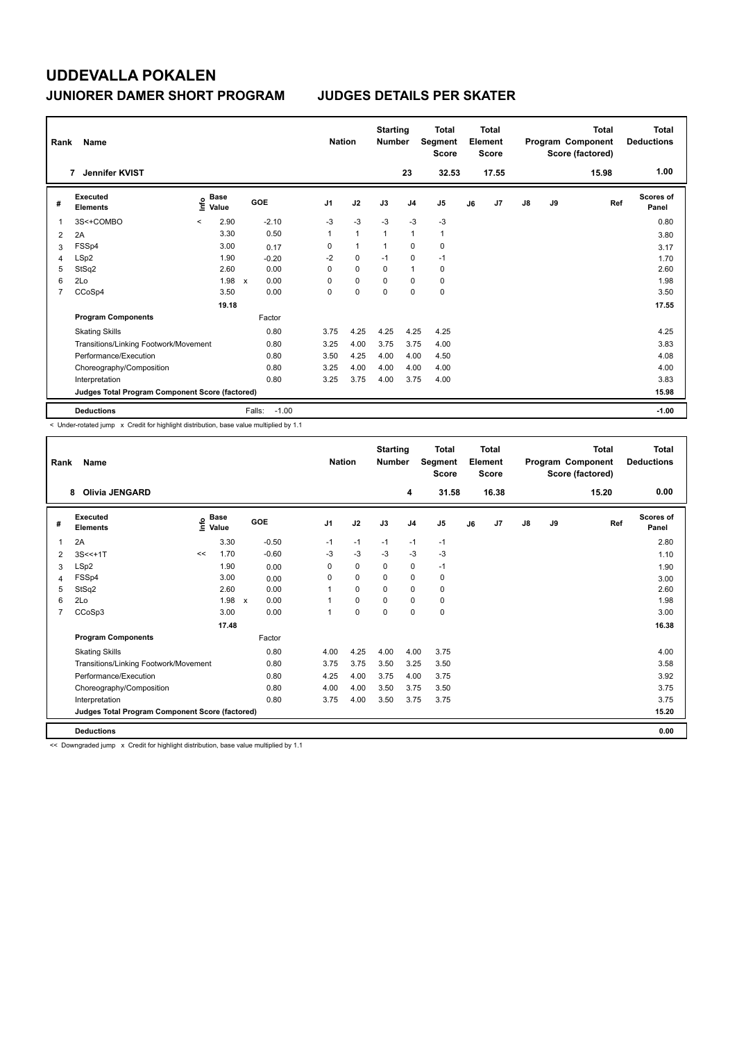# UDDEVALLA POKALEN

## JUNIORER DAMER SHORT PROGRAM — JUDGES DETAILS PER SKATER

| Rank | Name | Nation | Starting Number | Total Segment Score | Total Element Score | Total Program Component Score (factored) | Total Deductions |
|---|---|---|---|---|---|---|---|
| 7 | Jennifer KVIST | | 23 | 32.53 | 17.55 | 15.98 | 1.00 |

| # | Executed Elements | Info | Base Value | | GOE | J1 | J2 | J3 | J4 | J5 | J6 | J7 | J8 | J9 | Ref | Scores of Panel |
|---|---|---|---|---|---|---|---|---|---|---|---|---|---|---|---|---|
| 1 | 3S<+COMBO | < | 2.90 | | -2.10 | -3 | -3 | -3 | -3 | -3 | | | | | | 0.80 |
| 2 | 2A | | 3.30 | | 0.50 | 1 | 1 | 1 | 1 | 1 | | | | | | 3.80 |
| 3 | FSSp4 | | 3.00 | | 0.17 | 0 | 1 | 1 | 0 | 0 | | | | | | 3.17 |
| 4 | LSp2 | | 1.90 | | -0.20 | -2 | 0 | -1 | 0 | -1 | | | | | | 1.70 |
| 5 | StSq2 | | 2.60 | | 0.00 | 0 | 0 | 0 | 1 | 0 | | | | | | 2.60 |
| 6 | 2Lo | | 1.98 | x | 0.00 | 0 | 0 | 0 | 0 | 0 | | | | | | 1.98 |
| 7 | CCoSp4 | | 3.50 | | 0.00 | 0 | 0 | 0 | 0 | 0 | | | | | | 3.50 |
| | | | 19.18 | | | | | | | | | | | | | 17.55 |
| | **Program Components** | | | | Factor | | | | | | | | | | | |
| | Skating Skills | | | | 0.80 | 3.75 | 4.25 | 4.25 | 4.25 | 4.25 | | | | | | 4.25 |
| | Transitions/Linking Footwork/Movement | | | | 0.80 | 3.25 | 4.00 | 3.75 | 3.75 | 4.00 | | | | | | 3.83 |
| | Performance/Execution | | | | 0.80 | 3.50 | 4.25 | 4.00 | 4.00 | 4.50 | | | | | | 4.08 |
| | Choreography/Composition | | | | 0.80 | 3.25 | 4.00 | 4.00 | 4.00 | 4.00 | | | | | | 4.00 |
| | Interpretation | | | | 0.80 | 3.25 | 3.75 | 4.00 | 3.75 | 4.00 | | | | | | 3.83 |
| | **Judges Total Program Component Score (factored)** | | | | | | | | | | | | | | | 15.98 |
| | **Deductions** | | | Falls: | -1.00 | | | | | | | | | | | -1.00 |

< Under-rotated jump x Credit for highlight distribution, base value multiplied by 1.1

| Rank | Name | Nation | Starting Number | Total Segment Score | Total Element Score | Total Program Component Score (factored) | Total Deductions |
|---|---|---|---|---|---|---|---|
| 8 | Olivia JENGARD | | 4 | 31.58 | 16.38 | 15.20 | 0.00 |

| # | Executed Elements | Info | Base Value | | GOE | J1 | J2 | J3 | J4 | J5 | J6 | J7 | J8 | J9 | Ref | Scores of Panel |
|---|---|---|---|---|---|---|---|---|---|---|---|---|---|---|---|---|
| 1 | 2A | | 3.30 | | -0.50 | -1 | -1 | -1 | -1 | -1 | | | | | | 2.80 |
| 2 | 3S<<+1T | << | 1.70 | | -0.60 | -3 | -3 | -3 | -3 | -3 | | | | | | 1.10 |
| 3 | LSp2 | | 1.90 | | 0.00 | 0 | 0 | 0 | 0 | -1 | | | | | | 1.90 |
| 4 | FSSp4 | | 3.00 | | 0.00 | 0 | 0 | 0 | 0 | 0 | | | | | | 3.00 |
| 5 | StSq2 | | 2.60 | | 0.00 | 1 | 0 | 0 | 0 | 0 | | | | | | 2.60 |
| 6 | 2Lo | | 1.98 | x | 0.00 | 1 | 0 | 0 | 0 | 0 | | | | | | 1.98 |
| 7 | CCoSp3 | | 3.00 | | 0.00 | 1 | 0 | 0 | 0 | 0 | | | | | | 3.00 |
| | | | 17.48 | | | | | | | | | | | | | 16.38 |
| | **Program Components** | | | | Factor | | | | | | | | | | | |
| | Skating Skills | | | | 0.80 | 4.00 | 4.25 | 4.00 | 4.00 | 3.75 | | | | | | 4.00 |
| | Transitions/Linking Footwork/Movement | | | | 0.80 | 3.75 | 3.75 | 3.50 | 3.25 | 3.50 | | | | | | 3.58 |
| | Performance/Execution | | | | 0.80 | 4.25 | 4.00 | 3.75 | 4.00 | 3.75 | | | | | | 3.92 |
| | Choreography/Composition | | | | 0.80 | 4.00 | 4.00 | 3.50 | 3.75 | 3.50 | | | | | | 3.75 |
| | Interpretation | | | | 0.80 | 3.75 | 4.00 | 3.50 | 3.75 | 3.75 | | | | | | 3.75 |
| | **Judges Total Program Component Score (factored)** | | | | | | | | | | | | | | | 15.20 |
| | **Deductions** | | | | | | | | | | | | | | | 0.00 |

<< Downgraded jump x Credit for highlight distribution, base value multiplied by 1.1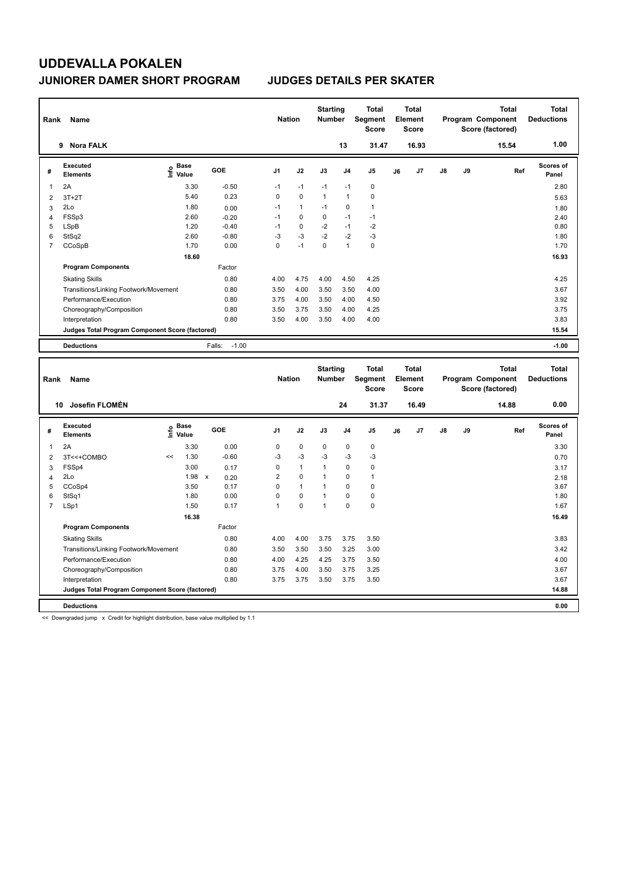# UDDEVALLA POKALEN

## JUNIORER DAMER SHORT PROGRAM JUDGES DETAILS PER SKATER

| Rank | Name | Nation | Starting Number | Total Segment Score | Total Element Score | Total Program Component Score (factored) | Total Deductions |
|---|---|---|---|---|---|---|---|
| 9 | Nora FALK | | 13 | 31.47 | 16.93 | 15.54 | 1.00 |

| # | Executed Elements | Info | Base Value | | GOE | J1 | J2 | J3 | J4 | J5 | J6 | J7 | J8 | J9 | Ref | Scores of Panel |
|---|---|---|---|---|---|---|---|---|---|---|---|---|---|---|---|---|
| 1 | 2A | | 3.30 | | -0.50 | -1 | -1 | -1 | -1 | 0 | | | | | | 2.80 |
| 2 | 3T+2T | | 5.40 | | 0.23 | 0 | 0 | 1 | 1 | 0 | | | | | | 5.63 |
| 3 | 2Lo | | 1.80 | | 0.00 | -1 | 1 | -1 | 0 | 1 | | | | | | 1.80 |
| 4 | FSSp3 | | 2.60 | | -0.20 | -1 | 0 | 0 | -1 | -1 | | | | | | 2.40 |
| 5 | LSpB | | 1.20 | | -0.40 | -1 | 0 | -2 | -1 | -2 | | | | | | 0.80 |
| 6 | StSq2 | | 2.60 | | -0.80 | -3 | -3 | -2 | -2 | -3 | | | | | | 1.80 |
| 7 | CCoSpB | | 1.70 | | 0.00 | 0 | -1 | 0 | 1 | 0 | | | | | | 1.70 |
| | | | 18.60 | | | | | | | | | | | | | 16.93 |
| | **Program Components** | | | | Factor | | | | | | | | | | | |
| | Skating Skills | | | | 0.80 | 4.00 | 4.75 | 4.00 | 4.50 | 4.25 | | | | | | 4.25 |
| | Transitions/Linking Footwork/Movement | | | | 0.80 | 3.50 | 4.00 | 3.50 | 3.50 | 4.00 | | | | | | 3.67 |
| | Performance/Execution | | | | 0.80 | 3.75 | 4.00 | 3.50 | 4.00 | 4.50 | | | | | | 3.92 |
| | Choreography/Composition | | | | 0.80 | 3.50 | 3.75 | 3.50 | 4.00 | 4.25 | | | | | | 3.75 |
| | Interpretation | | | | 0.80 | 3.50 | 4.00 | 3.50 | 4.00 | 4.00 | | | | | | 3.83 |
| | **Judges Total Program Component Score (factored)** | | | | | | | | | | | | | | | 15.54 |
| | **Deductions** | | | | Falls: -1.00 | | | | | | | | | | | -1.00 |

| Rank | Name | Nation | Starting Number | Total Segment Score | Total Element Score | Total Program Component Score (factored) | Total Deductions |
|---|---|---|---|---|---|---|---|
| 10 | Josefin FLOMÉN | | 24 | 31.37 | 16.49 | 14.88 | 0.00 |

| # | Executed Elements | Info | Base Value | | GOE | J1 | J2 | J3 | J4 | J5 | J6 | J7 | J8 | J9 | Ref | Scores of Panel |
|---|---|---|---|---|---|---|---|---|---|---|---|---|---|---|---|---|
| 1 | 2A | | 3.30 | | 0.00 | 0 | 0 | 0 | 0 | 0 | | | | | | 3.30 |
| 2 | 3T<<+COMBO | << | 1.30 | | -0.60 | -3 | -3 | -3 | -3 | -3 | | | | | | 0.70 |
| 3 | FSSp4 | | 3.00 | | 0.17 | 0 | 1 | 1 | 0 | 0 | | | | | | 3.17 |
| 4 | 2Lo | | 1.98 | x | 0.20 | 2 | 0 | 1 | 0 | 1 | | | | | | 2.18 |
| 5 | CCoSp4 | | 3.50 | | 0.17 | 0 | 1 | 1 | 0 | 0 | | | | | | 3.67 |
| 6 | StSq1 | | 1.80 | | 0.00 | 0 | 0 | 1 | 0 | 0 | | | | | | 1.80 |
| 7 | LSp1 | | 1.50 | | 0.17 | 1 | 0 | 1 | 0 | 0 | | | | | | 1.67 |
| | | | 16.38 | | | | | | | | | | | | | 16.49 |
| | **Program Components** | | | | Factor | | | | | | | | | | | |
| | Skating Skills | | | | 0.80 | 4.00 | 4.00 | 3.75 | 3.75 | 3.50 | | | | | | 3.83 |
| | Transitions/Linking Footwork/Movement | | | | 0.80 | 3.50 | 3.50 | 3.50 | 3.25 | 3.00 | | | | | | 3.42 |
| | Performance/Execution | | | | 0.80 | 4.00 | 4.25 | 4.25 | 3.75 | 3.50 | | | | | | 4.00 |
| | Choreography/Composition | | | | 0.80 | 3.75 | 4.00 | 3.50 | 3.75 | 3.25 | | | | | | 3.67 |
| | Interpretation | | | | 0.80 | 3.75 | 3.75 | 3.50 | 3.75 | 3.50 | | | | | | 3.67 |
| | **Judges Total Program Component Score (factored)** | | | | | | | | | | | | | | | 14.88 |
| | **Deductions** | | | | | | | | | | | | | | | 0.00 |

<< Downgraded jump x Credit for highlight distribution, base value multiplied by 1.1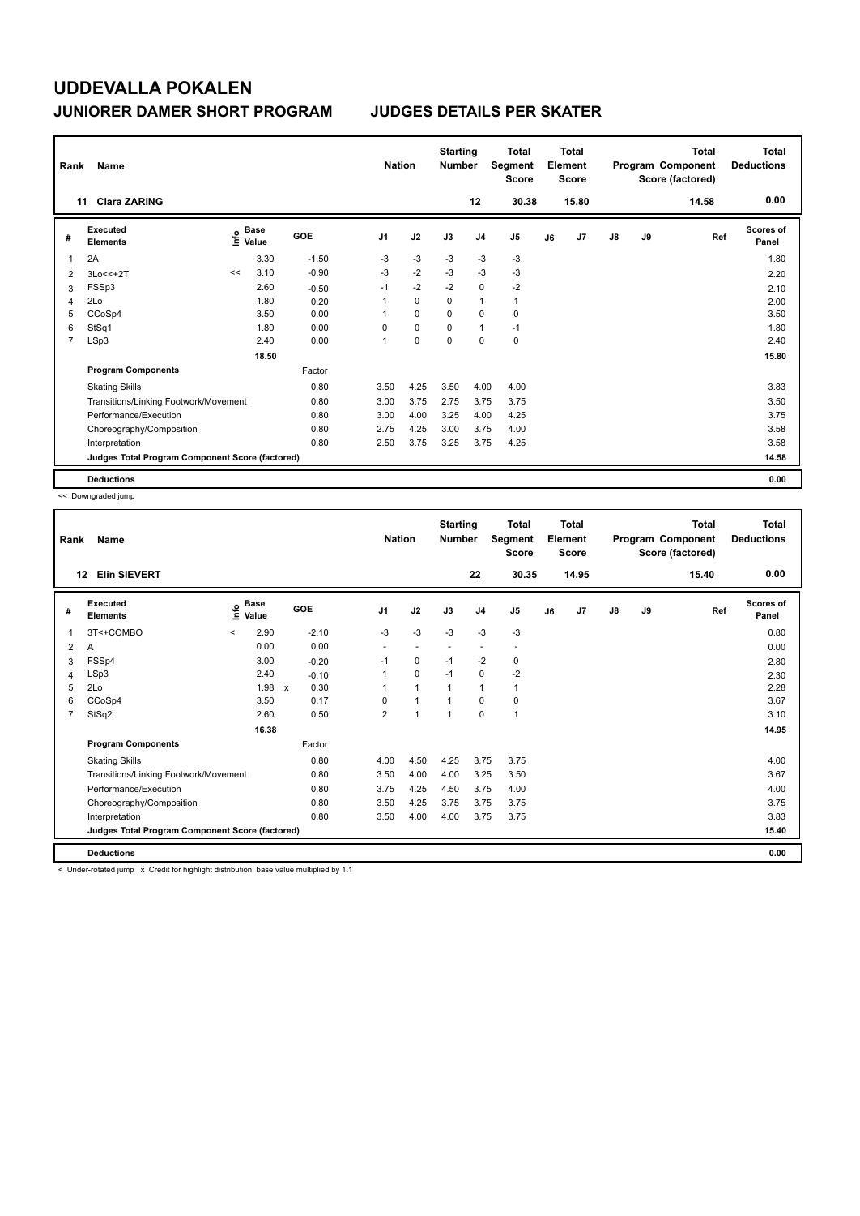# UDDEVALLA POKALEN

## JUNIORER DAMER SHORT PROGRAM — JUDGES DETAILS PER SKATER

| Rank | Name | Nation | Starting Number | Total Segment Score | Total Element Score | Total Program Component Score (factored) | Total Deductions |
|---|---|---|---|---|---|---|---|
| 11 | Clara ZARING | | 12 | 30.38 | 15.80 | 14.58 | 0.00 |

| # | Executed Elements | Info | Base Value | | GOE | J1 | J2 | J3 | J4 | J5 | J6 | J7 | J8 | J9 | Ref | Scores of Panel |
|---|---|---|---|---|---|---|---|---|---|---|---|---|---|---|---|---|
| 1 | 2A | | 3.30 | | -1.50 | -3 | -3 | -3 | -3 | -3 | | | | | | 1.80 |
| 2 | 3Lo<<+2T | << | 3.10 | | -0.90 | -3 | -2 | -3 | -3 | -3 | | | | | | 2.20 |
| 3 | FSSp3 | | 2.60 | | -0.50 | -1 | -2 | -2 | 0 | -2 | | | | | | 2.10 |
| 4 | 2Lo | | 1.80 | | 0.20 | 1 | 0 | 0 | 1 | 1 | | | | | | 2.00 |
| 5 | CCoSp4 | | 3.50 | | 0.00 | 1 | 0 | 0 | 0 | 0 | | | | | | 3.50 |
| 6 | StSq1 | | 1.80 | | 0.00 | 0 | 0 | 0 | 1 | -1 | | | | | | 1.80 |
| 7 | LSp3 | | 2.40 | | 0.00 | 1 | 0 | 0 | 0 | 0 | | | | | | 2.40 |
| | | | 18.50 | | | | | | | | | | | | | 15.80 |
| | **Program Components** | | | | Factor | | | | | | | | | | | |
| | Skating Skills | | | | 0.80 | 3.50 | 4.25 | 3.50 | 4.00 | 4.00 | | | | | | 3.83 |
| | Transitions/Linking Footwork/Movement | | | | 0.80 | 3.00 | 3.75 | 2.75 | 3.75 | 3.75 | | | | | | 3.50 |
| | Performance/Execution | | | | 0.80 | 3.00 | 4.00 | 3.25 | 4.00 | 4.25 | | | | | | 3.75 |
| | Choreography/Composition | | | | 0.80 | 2.75 | 4.25 | 3.00 | 3.75 | 4.00 | | | | | | 3.58 |
| | Interpretation | | | | 0.80 | 2.50 | 3.75 | 3.25 | 3.75 | 4.25 | | | | | | 3.58 |
| | **Judges Total Program Component Score (factored)** | | | | | | | | | | | | | | | 14.58 |
| | **Deductions** | | | | | | | | | | | | | | | 0.00 |

<< Downgraded jump

| Rank | Name | Nation | Starting Number | Total Segment Score | Total Element Score | Total Program Component Score (factored) | Total Deductions |
|---|---|---|---|---|---|---|---|
| 12 | Elin SIEVERT | | 22 | 30.35 | 14.95 | 15.40 | 0.00 |

| # | Executed Elements | Info | Base Value | | GOE | J1 | J2 | J3 | J4 | J5 | J6 | J7 | J8 | J9 | Ref | Scores of Panel |
|---|---|---|---|---|---|---|---|---|---|---|---|---|---|---|---|---|
| 1 | 3T<+COMBO | < | 2.90 | | -2.10 | -3 | -3 | -3 | -3 | -3 | | | | | | 0.80 |
| 2 | A | | 0.00 | | 0.00 | - | - | - | - | - | | | | | | 0.00 |
| 3 | FSSp4 | | 3.00 | | -0.20 | -1 | 0 | -1 | -2 | 0 | | | | | | 2.80 |
| 4 | LSp3 | | 2.40 | | -0.10 | 1 | 0 | -1 | 0 | -2 | | | | | | 2.30 |
| 5 | 2Lo | | 1.98 | x | 0.30 | 1 | 1 | 1 | 1 | 1 | | | | | | 2.28 |
| 6 | CCoSp4 | | 3.50 | | 0.17 | 0 | 1 | 1 | 0 | 0 | | | | | | 3.67 |
| 7 | StSq2 | | 2.60 | | 0.50 | 2 | 1 | 1 | 0 | 1 | | | | | | 3.10 |
| | | | 16.38 | | | | | | | | | | | | | 14.95 |
| | **Program Components** | | | | Factor | | | | | | | | | | | |
| | Skating Skills | | | | 0.80 | 4.00 | 4.50 | 4.25 | 3.75 | 3.75 | | | | | | 4.00 |
| | Transitions/Linking Footwork/Movement | | | | 0.80 | 3.50 | 4.00 | 4.00 | 3.25 | 3.50 | | | | | | 3.67 |
| | Performance/Execution | | | | 0.80 | 3.75 | 4.25 | 4.50 | 3.75 | 4.00 | | | | | | 4.00 |
| | Choreography/Composition | | | | 0.80 | 3.50 | 4.25 | 3.75 | 3.75 | 3.75 | | | | | | 3.75 |
| | Interpretation | | | | 0.80 | 3.50 | 4.00 | 4.00 | 3.75 | 3.75 | | | | | | 3.83 |
| | **Judges Total Program Component Score (factored)** | | | | | | | | | | | | | | | 15.40 |
| | **Deductions** | | | | | | | | | | | | | | | 0.00 |

< Under-rotated jump x Credit for highlight distribution, base value multiplied by 1.1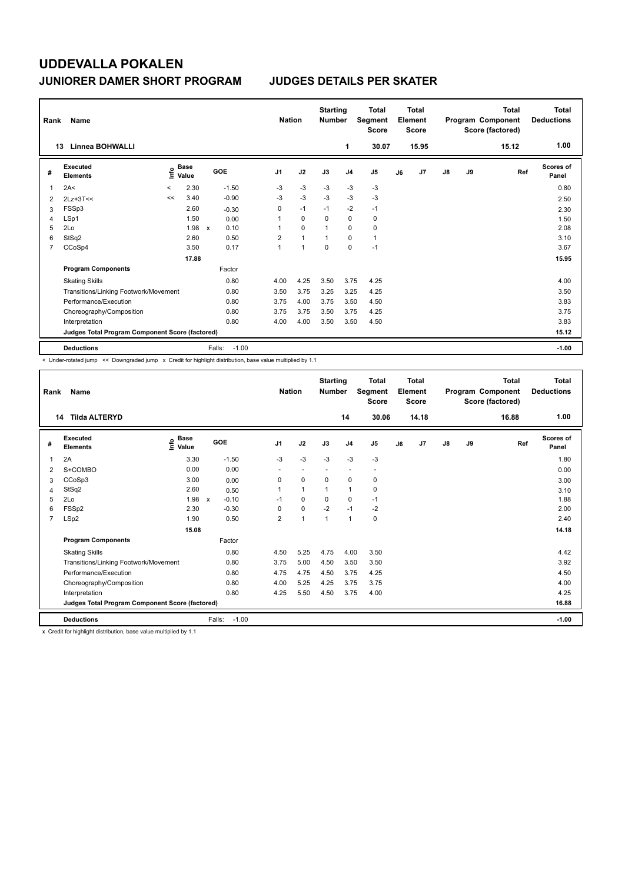# UDDEVALLA POKALEN

## JUNIORER DAMER SHORT PROGRAM — JUDGES DETAILS PER SKATER

| Rank | Name | Nation | Starting Number | Total Segment Score | Total Element Score | Total Program Component Score (factored) | Total Deductions |
|---|---|---|---|---|---|---|---|
| 13 | Linnea BOHWALLI | | 1 | 30.07 | 15.95 | 15.12 | 1.00 |

| # | Executed Elements | Info | Base Value | | GOE | J1 | J2 | J3 | J4 | J5 | J6 | J7 | J8 | J9 | Ref | Scores of Panel |
|---|---|---|---|---|---|---|---|---|---|---|---|---|---|---|---|---|
| 1 | 2A< | < | 2.30 | | -1.50 | -3 | -3 | -3 | -3 | -3 | | | | | | 0.80 |
| 2 | 2Lz+3T<< | << | 3.40 | | -0.90 | -3 | -3 | -3 | -3 | -3 | | | | | | 2.50 |
| 3 | FSSp3 | | 2.60 | | -0.30 | 0 | -1 | -1 | -2 | -1 | | | | | | 2.30 |
| 4 | LSp1 | | 1.50 | | 0.00 | 1 | 0 | 0 | 0 | 0 | | | | | | 1.50 |
| 5 | 2Lo | | 1.98 | x | 0.10 | 1 | 0 | 1 | 0 | 0 | | | | | | 2.08 |
| 6 | StSq2 | | 2.60 | | 0.50 | 2 | 1 | 1 | 0 | 1 | | | | | | 3.10 |
| 7 | CCoSp4 | | 3.50 | | 0.17 | 1 | 1 | 0 | 0 | -1 | | | | | | 3.67 |
| | | | 17.88 | | | | | | | | | | | | | 15.95 |
| | **Program Components** | | | | Factor | | | | | | | | | | | |
| | Skating Skills | | | | 0.80 | 4.00 | 4.25 | 3.50 | 3.75 | 4.25 | | | | | | 4.00 |
| | Transitions/Linking Footwork/Movement | | | | 0.80 | 3.50 | 3.75 | 3.25 | 3.25 | 4.25 | | | | | | 3.50 |
| | Performance/Execution | | | | 0.80 | 3.75 | 4.00 | 3.75 | 3.50 | 4.50 | | | | | | 3.83 |
| | Choreography/Composition | | | | 0.80 | 3.75 | 3.75 | 3.50 | 3.75 | 4.25 | | | | | | 3.75 |
| | Interpretation | | | | 0.80 | 4.00 | 4.00 | 3.50 | 3.50 | 4.50 | | | | | | 3.83 |
| | **Judges Total Program Component Score (factored)** | | | | | | | | | | | | | | | 15.12 |
| | **Deductions** | | | | Falls: -1.00 | | | | | | | | | | | -1.00 |

< Under-rotated jump << Downgraded jump x Credit for highlight distribution, base value multiplied by 1.1

| Rank | Name | Nation | Starting Number | Total Segment Score | Total Element Score | Total Program Component Score (factored) | Total Deductions |
|---|---|---|---|---|---|---|---|
| 14 | Tilda ALTERYD | | 14 | 30.06 | 14.18 | 16.88 | 1.00 |

| # | Executed Elements | Info | Base Value | | GOE | J1 | J2 | J3 | J4 | J5 | J6 | J7 | J8 | J9 | Ref | Scores of Panel |
|---|---|---|---|---|---|---|---|---|---|---|---|---|---|---|---|---|
| 1 | 2A | | 3.30 | | -1.50 | -3 | -3 | -3 | -3 | -3 | | | | | | 1.80 |
| 2 | S+COMBO | | 0.00 | | 0.00 | - | - | - | - | - | | | | | | 0.00 |
| 3 | CCoSp3 | | 3.00 | | 0.00 | 0 | 0 | 0 | 0 | 0 | | | | | | 3.00 |
| 4 | StSq2 | | 2.60 | | 0.50 | 1 | 1 | 1 | 1 | 0 | | | | | | 3.10 |
| 5 | 2Lo | | 1.98 | x | -0.10 | -1 | 0 | 0 | 0 | -1 | | | | | | 1.88 |
| 6 | FSSp2 | | 2.30 | | -0.30 | 0 | 0 | -2 | -1 | -2 | | | | | | 2.00 |
| 7 | LSp2 | | 1.90 | | 0.50 | 2 | 1 | 1 | 1 | 0 | | | | | | 2.40 |
| | | | 15.08 | | | | | | | | | | | | | 14.18 |
| | **Program Components** | | | | Factor | | | | | | | | | | | |
| | Skating Skills | | | | 0.80 | 4.50 | 5.25 | 4.75 | 4.00 | 3.50 | | | | | | 4.42 |
| | Transitions/Linking Footwork/Movement | | | | 0.80 | 3.75 | 5.00 | 4.50 | 3.50 | 3.50 | | | | | | 3.92 |
| | Performance/Execution | | | | 0.80 | 4.75 | 4.75 | 4.50 | 3.75 | 4.25 | | | | | | 4.50 |
| | Choreography/Composition | | | | 0.80 | 4.00 | 5.25 | 4.25 | 3.75 | 3.75 | | | | | | 4.00 |
| | Interpretation | | | | 0.80 | 4.25 | 5.50 | 4.50 | 3.75 | 4.00 | | | | | | 4.25 |
| | **Judges Total Program Component Score (factored)** | | | | | | | | | | | | | | | 16.88 |
| | **Deductions** | | | | Falls: -1.00 | | | | | | | | | | | -1.00 |

x Credit for highlight distribution, base value multiplied by 1.1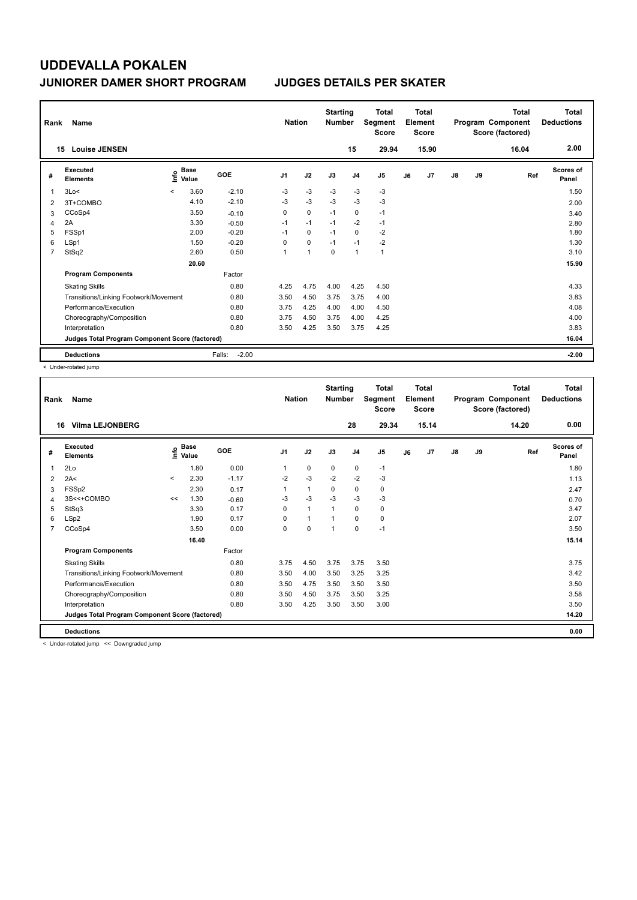# UDDEVALLA POKALEN

## JUNIORER DAMER SHORT PROGRAM — JUDGES DETAILS PER SKATER

| Rank | Name | Nation | Starting Number | Total Segment Score | Total Element Score | Total Program Component Score (factored) | Total Deductions |
|---|---|---|---|---|---|---|---|
| 15 | Louise JENSEN | | 15 | 29.94 | 15.90 | 16.04 | 2.00 |

| # | Executed Elements | Info | Base Value | GOE | J1 | J2 | J3 | J4 | J5 | J6 | J7 | J8 | J9 | Ref | Scores of Panel |
|---|---|---|---|---|---|---|---|---|---|---|---|---|---|---|---|
| 1 | 3Lo< | < | 3.60 | -2.10 | -3 | -3 | -3 | -3 | -3 | | | | | | 1.50 |
| 2 | 3T+COMBO | | 4.10 | -2.10 | -3 | -3 | -3 | -3 | -3 | | | | | | 2.00 |
| 3 | CCoSp4 | | 3.50 | -0.10 | 0 | 0 | -1 | 0 | -1 | | | | | | 3.40 |
| 4 | 2A | | 3.30 | -0.50 | -1 | -1 | -1 | -2 | -1 | | | | | | 2.80 |
| 5 | FSSp1 | | 2.00 | -0.20 | -1 | 0 | -1 | 0 | -2 | | | | | | 1.80 |
| 6 | LSp1 | | 1.50 | -0.20 | 0 | 0 | -1 | -1 | -2 | | | | | | 1.30 |
| 7 | StSq2 | | 2.60 | 0.50 | 1 | 1 | 0 | 1 | 1 | | | | | | 3.10 |
| | | | 20.60 | | | | | | | | | | | | 15.90 |
| | **Program Components** | | | Factor | | | | | | | | | | | |
| | Skating Skills | | | 0.80 | 4.25 | 4.75 | 4.00 | 4.25 | 4.50 | | | | | | 4.33 |
| | Transitions/Linking Footwork/Movement | | | 0.80 | 3.50 | 4.50 | 3.75 | 3.75 | 4.00 | | | | | | 3.83 |
| | Performance/Execution | | | 0.80 | 3.75 | 4.25 | 4.00 | 4.00 | 4.50 | | | | | | 4.08 |
| | Choreography/Composition | | | 0.80 | 3.75 | 4.50 | 3.75 | 4.00 | 4.25 | | | | | | 4.00 |
| | Interpretation | | | 0.80 | 3.50 | 4.25 | 3.50 | 3.75 | 4.25 | | | | | | 3.83 |
| | **Judges Total Program Component Score (factored)** | | | | | | | | | | | | | | 16.04 |
| | **Deductions** | | | Falls: -2.00 | | | | | | | | | | | -2.00 |

< Under-rotated jump

| Rank | Name | Nation | Starting Number | Total Segment Score | Total Element Score | Total Program Component Score (factored) | Total Deductions |
|---|---|---|---|---|---|---|---|
| 16 | Vilma LEJONBERG | | 28 | 29.34 | 15.14 | 14.20 | 0.00 |

| # | Executed Elements | Info | Base Value | GOE | J1 | J2 | J3 | J4 | J5 | J6 | J7 | J8 | J9 | Ref | Scores of Panel |
|---|---|---|---|---|---|---|---|---|---|---|---|---|---|---|---|
| 1 | 2Lo | | 1.80 | 0.00 | 1 | 0 | 0 | 0 | -1 | | | | | | 1.80 |
| 2 | 2A< | < | 2.30 | -1.17 | -2 | -3 | -2 | -2 | -3 | | | | | | 1.13 |
| 3 | FSSp2 | | 2.30 | 0.17 | 1 | 1 | 0 | 0 | 0 | | | | | | 2.47 |
| 4 | 3S<<+COMBO | << | 1.30 | -0.60 | -3 | -3 | -3 | -3 | -3 | | | | | | 0.70 |
| 5 | StSq3 | | 3.30 | 0.17 | 0 | 1 | 1 | 0 | 0 | | | | | | 3.47 |
| 6 | LSp2 | | 1.90 | 0.17 | 0 | 1 | 1 | 0 | 0 | | | | | | 2.07 |
| 7 | CCoSp4 | | 3.50 | 0.00 | 0 | 0 | 1 | 0 | -1 | | | | | | 3.50 |
| | | | 16.40 | | | | | | | | | | | | 15.14 |
| | **Program Components** | | | Factor | | | | | | | | | | | |
| | Skating Skills | | | 0.80 | 3.75 | 4.50 | 3.75 | 3.75 | 3.50 | | | | | | 3.75 |
| | Transitions/Linking Footwork/Movement | | | 0.80 | 3.50 | 4.00 | 3.50 | 3.25 | 3.25 | | | | | | 3.42 |
| | Performance/Execution | | | 0.80 | 3.50 | 4.75 | 3.50 | 3.50 | 3.50 | | | | | | 3.50 |
| | Choreography/Composition | | | 0.80 | 3.50 | 4.50 | 3.75 | 3.50 | 3.25 | | | | | | 3.58 |
| | Interpretation | | | 0.80 | 3.50 | 4.25 | 3.50 | 3.50 | 3.00 | | | | | | 3.50 |
| | **Judges Total Program Component Score (factored)** | | | | | | | | | | | | | | 14.20 |
| | **Deductions** | | | | | | | | | | | | | | 0.00 |

< Under-rotated jump << Downgraded jump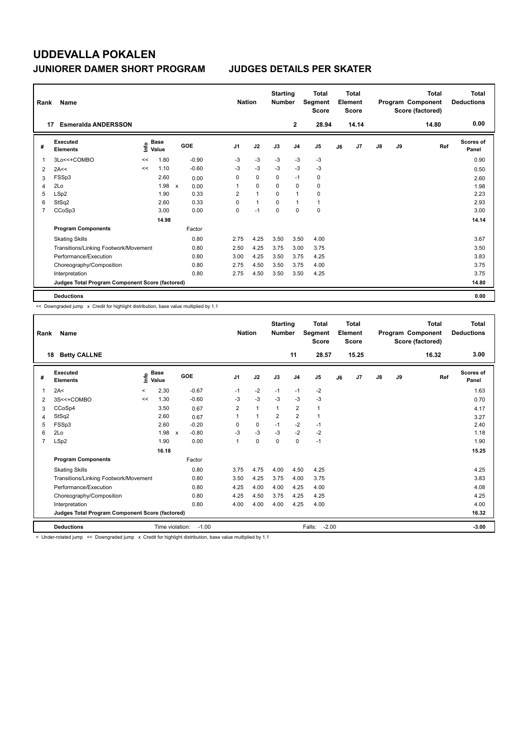# UDDEVALLA POKALEN

## JUNIORER DAMER SHORT PROGRAM JUDGES DETAILS PER SKATER

| Rank | Name | Nation | Starting Number | Total Segment Score | Total Element Score | Total Program Component Score (factored) | Total Deductions |
|---|---|---|---|---|---|---|---|
| 17 | Esmeralda ANDERSSON | | 2 | 28.94 | 14.14 | 14.80 | 0.00 |

| # | Executed Elements | Info | Base Value | | GOE | J1 | J2 | J3 | J4 | J5 | J6 | J7 | J8 | J9 | Ref | Scores of Panel |
|---|---|---|---|---|---|---|---|---|---|---|---|---|---|---|---|---|
| 1 | 3Lo<<+COMBO | << | 1.80 | | -0.90 | -3 | -3 | -3 | -3 | -3 | | | | | | 0.90 |
| 2 | 2A<< | << | 1.10 | | -0.60 | -3 | -3 | -3 | -3 | -3 | | | | | | 0.50 |
| 3 | FSSp3 | | 2.60 | | 0.00 | 0 | 0 | 0 | -1 | 0 | | | | | | 2.60 |
| 4 | 2Lo | | 1.98 | x | 0.00 | 1 | 0 | 0 | 0 | 0 | | | | | | 1.98 |
| 5 | LSp2 | | 1.90 | | 0.33 | 2 | 1 | 0 | 1 | 0 | | | | | | 2.23 |
| 6 | StSq2 | | 2.60 | | 0.33 | 0 | 1 | 0 | 1 | 1 | | | | | | 2.93 |
| 7 | CCoSp3 | | 3.00 | | 0.00 | 0 | -1 | 0 | 0 | 0 | | | | | | 3.00 |
| | | | 14.98 | | | | | | | | | | | | | 14.14 |
| | **Program Components** | | | | Factor | | | | | | | | | | | |
| | Skating Skills | | | | 0.80 | 2.75 | 4.25 | 3.50 | 3.50 | 4.00 | | | | | | 3.67 |
| | Transitions/Linking Footwork/Movement | | | | 0.80 | 2.50 | 4.25 | 3.75 | 3.00 | 3.75 | | | | | | 3.50 |
| | Performance/Execution | | | | 0.80 | 3.00 | 4.25 | 3.50 | 3.75 | 4.25 | | | | | | 3.83 |
| | Choreography/Composition | | | | 0.80 | 2.75 | 4.50 | 3.50 | 3.75 | 4.00 | | | | | | 3.75 |
| | Interpretation | | | | 0.80 | 2.75 | 4.50 | 3.50 | 3.50 | 4.25 | | | | | | 3.75 |
| | **Judges Total Program Component Score (factored)** | | | | | | | | | | | | | | | 14.80 |
| | **Deductions** | | | | | | | | | | | | | | | 0.00 |

<< Downgraded jump x Credit for highlight distribution, base value multiplied by 1.1

| Rank | Name | Nation | Starting Number | Total Segment Score | Total Element Score | Total Program Component Score (factored) | Total Deductions |
|---|---|---|---|---|---|---|---|
| 18 | Betty CALLNE | | 11 | 28.57 | 15.25 | 16.32 | 3.00 |

| # | Executed Elements | Info | Base Value | | GOE | J1 | J2 | J3 | J4 | J5 | J6 | J7 | J8 | J9 | Ref | Scores of Panel |
|---|---|---|---|---|---|---|---|---|---|---|---|---|---|---|---|---|
| 1 | 2A< | < | 2.30 | | -0.67 | -1 | -2 | -1 | -1 | -2 | | | | | | 1.63 |
| 2 | 3S<<+COMBO | << | 1.30 | | -0.60 | -3 | -3 | -3 | -3 | -3 | | | | | | 0.70 |
| 3 | CCoSp4 | | 3.50 | | 0.67 | 2 | 1 | 1 | 2 | 1 | | | | | | 4.17 |
| 4 | StSq2 | | 2.60 | | 0.67 | 1 | 1 | 2 | 2 | 1 | | | | | | 3.27 |
| 5 | FSSp3 | | 2.60 | | -0.20 | 0 | 0 | -1 | -2 | -1 | | | | | | 2.40 |
| 6 | 2Lo | | 1.98 | x | -0.80 | -3 | -3 | -3 | -2 | -2 | | | | | | 1.18 |
| 7 | LSp2 | | 1.90 | | 0.00 | 1 | 0 | 0 | 0 | -1 | | | | | | 1.90 |
| | | | 16.18 | | | | | | | | | | | | | 15.25 |
| | **Program Components** | | | | Factor | | | | | | | | | | | |
| | Skating Skills | | | | 0.80 | 3.75 | 4.75 | 4.00 | 4.50 | 4.25 | | | | | | 4.25 |
| | Transitions/Linking Footwork/Movement | | | | 0.80 | 3.50 | 4.25 | 3.75 | 4.00 | 3.75 | | | | | | 3.83 |
| | Performance/Execution | | | | 0.80 | 4.25 | 4.00 | 4.00 | 4.25 | 4.00 | | | | | | 4.08 |
| | Choreography/Composition | | | | 0.80 | 4.25 | 4.50 | 3.75 | 4.25 | 4.25 | | | | | | 4.25 |
| | Interpretation | | | | 0.80 | 4.00 | 4.00 | 4.00 | 4.25 | 4.00 | | | | | | 4.00 |
| | **Judges Total Program Component Score (factored)** | | | | | | | | | | | | | | | 16.32 |
| | **Deductions** | Time violation: | -1.00 | | | | | | | Falls: -2.00 | | | | | | -3.00 |

< Under-rotated jump << Downgraded jump x Credit for highlight distribution, base value multiplied by 1.1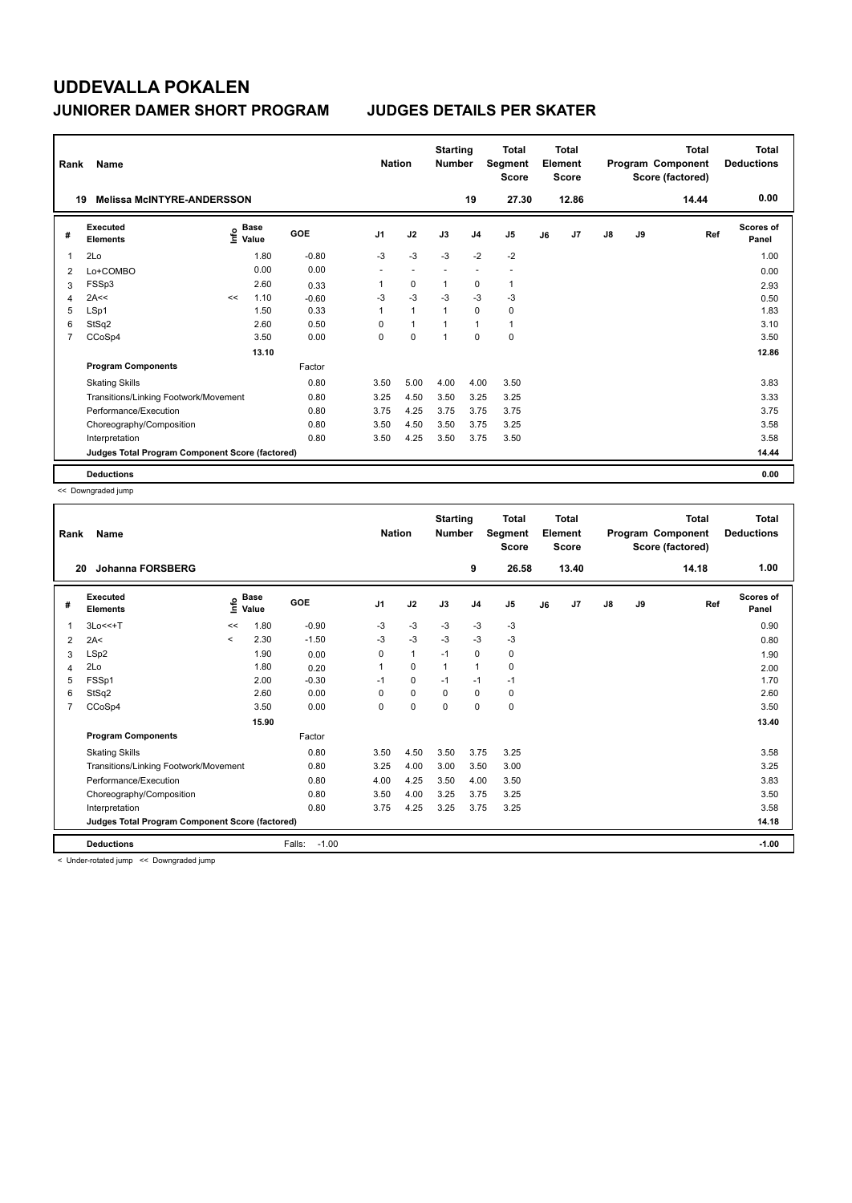# UDDEVALLA POKALEN

## JUNIORER DAMER SHORT PROGRAM JUDGES DETAILS PER SKATER

| Rank | Name | Nation | Starting Number | Total Segment Score | Total Element Score | Total Program Component Score (factored) | Total Deductions |
|---|---|---|---|---|---|---|---|
| 19 | Melissa McINTYRE-ANDERSSON | | 19 | 27.30 | 12.86 | 14.44 | 0.00 |

| # | Executed Elements | Info | Base Value | GOE | J1 | J2 | J3 | J4 | J5 | J6 | J7 | J8 | J9 | Ref | Scores of Panel |
|---|---|---|---|---|---|---|---|---|---|---|---|---|---|---|---|
| 1 | 2Lo | | 1.80 | -0.80 | -3 | -3 | -3 | -2 | -2 | | | | | | 1.00 |
| 2 | Lo+COMBO | | 0.00 | 0.00 | - | - | - | - | - | | | | | | 0.00 |
| 3 | FSSp3 | | 2.60 | 0.33 | 1 | 0 | 1 | 0 | 1 | | | | | | 2.93 |
| 4 | 2A<< | << | 1.10 | -0.60 | -3 | -3 | -3 | -3 | -3 | | | | | | 0.50 |
| 5 | LSp1 | | 1.50 | 0.33 | 1 | 1 | 1 | 0 | 0 | | | | | | 1.83 |
| 6 | StSq2 | | 2.60 | 0.50 | 0 | 1 | 1 | 1 | 1 | | | | | | 3.10 |
| 7 | CCoSp4 | | 3.50 | 0.00 | 0 | 0 | 1 | 0 | 0 | | | | | | 3.50 |
| | | | 13.10 | | | | | | | | | | | | 12.86 |
| | **Program Components** | | | Factor | | | | | | | | | | | |
| | Skating Skills | | | 0.80 | 3.50 | 5.00 | 4.00 | 4.00 | 3.50 | | | | | | 3.83 |
| | Transitions/Linking Footwork/Movement | | | 0.80 | 3.25 | 4.50 | 3.50 | 3.25 | 3.25 | | | | | | 3.33 |
| | Performance/Execution | | | 0.80 | 3.75 | 4.25 | 3.75 | 3.75 | 3.75 | | | | | | 3.75 |
| | Choreography/Composition | | | 0.80 | 3.50 | 4.50 | 3.50 | 3.75 | 3.25 | | | | | | 3.58 |
| | Interpretation | | | 0.80 | 3.50 | 4.25 | 3.50 | 3.75 | 3.50 | | | | | | 3.58 |
| | Judges Total Program Component Score (factored) | | | | | | | | | | | | | | 14.44 |
| | **Deductions** | | | | | | | | | | | | | | 0.00 |

<< Downgraded jump

| Rank | Name | Nation | Starting Number | Total Segment Score | Total Element Score | Total Program Component Score (factored) | Total Deductions |
|---|---|---|---|---|---|---|---|
| 20 | Johanna FORSBERG | | 9 | 26.58 | 13.40 | 14.18 | 1.00 |

| # | Executed Elements | Info | Base Value | GOE | J1 | J2 | J3 | J4 | J5 | J6 | J7 | J8 | J9 | Ref | Scores of Panel |
|---|---|---|---|---|---|---|---|---|---|---|---|---|---|---|---|
| 1 | 3Lo<<+T | << | 1.80 | -0.90 | -3 | -3 | -3 | -3 | -3 | | | | | | 0.90 |
| 2 | 2A< | < | 2.30 | -1.50 | -3 | -3 | -3 | -3 | -3 | | | | | | 0.80 |
| 3 | LSp2 | | 1.90 | 0.00 | 0 | 1 | -1 | 0 | 0 | | | | | | 1.90 |
| 4 | 2Lo | | 1.80 | 0.20 | 1 | 0 | 1 | 1 | 0 | | | | | | 2.00 |
| 5 | FSSp1 | | 2.00 | -0.30 | -1 | 0 | -1 | -1 | -1 | | | | | | 1.70 |
| 6 | StSq2 | | 2.60 | 0.00 | 0 | 0 | 0 | 0 | 0 | | | | | | 2.60 |
| 7 | CCoSp4 | | 3.50 | 0.00 | 0 | 0 | 0 | 0 | 0 | | | | | | 3.50 |
| | | | 15.90 | | | | | | | | | | | | 13.40 |
| | **Program Components** | | | Factor | | | | | | | | | | | |
| | Skating Skills | | | 0.80 | 3.50 | 4.50 | 3.50 | 3.75 | 3.25 | | | | | | 3.58 |
| | Transitions/Linking Footwork/Movement | | | 0.80 | 3.25 | 4.00 | 3.00 | 3.50 | 3.00 | | | | | | 3.25 |
| | Performance/Execution | | | 0.80 | 4.00 | 4.25 | 3.50 | 4.00 | 3.50 | | | | | | 3.83 |
| | Choreography/Composition | | | 0.80 | 3.50 | 4.00 | 3.25 | 3.75 | 3.25 | | | | | | 3.50 |
| | Interpretation | | | 0.80 | 3.75 | 4.25 | 3.25 | 3.75 | 3.25 | | | | | | 3.58 |
| | Judges Total Program Component Score (factored) | | | | | | | | | | | | | | 14.18 |
| | **Deductions** | | | Falls: -1.00 | | | | | | | | | | | -1.00 |

< Under-rotated jump << Downgraded jump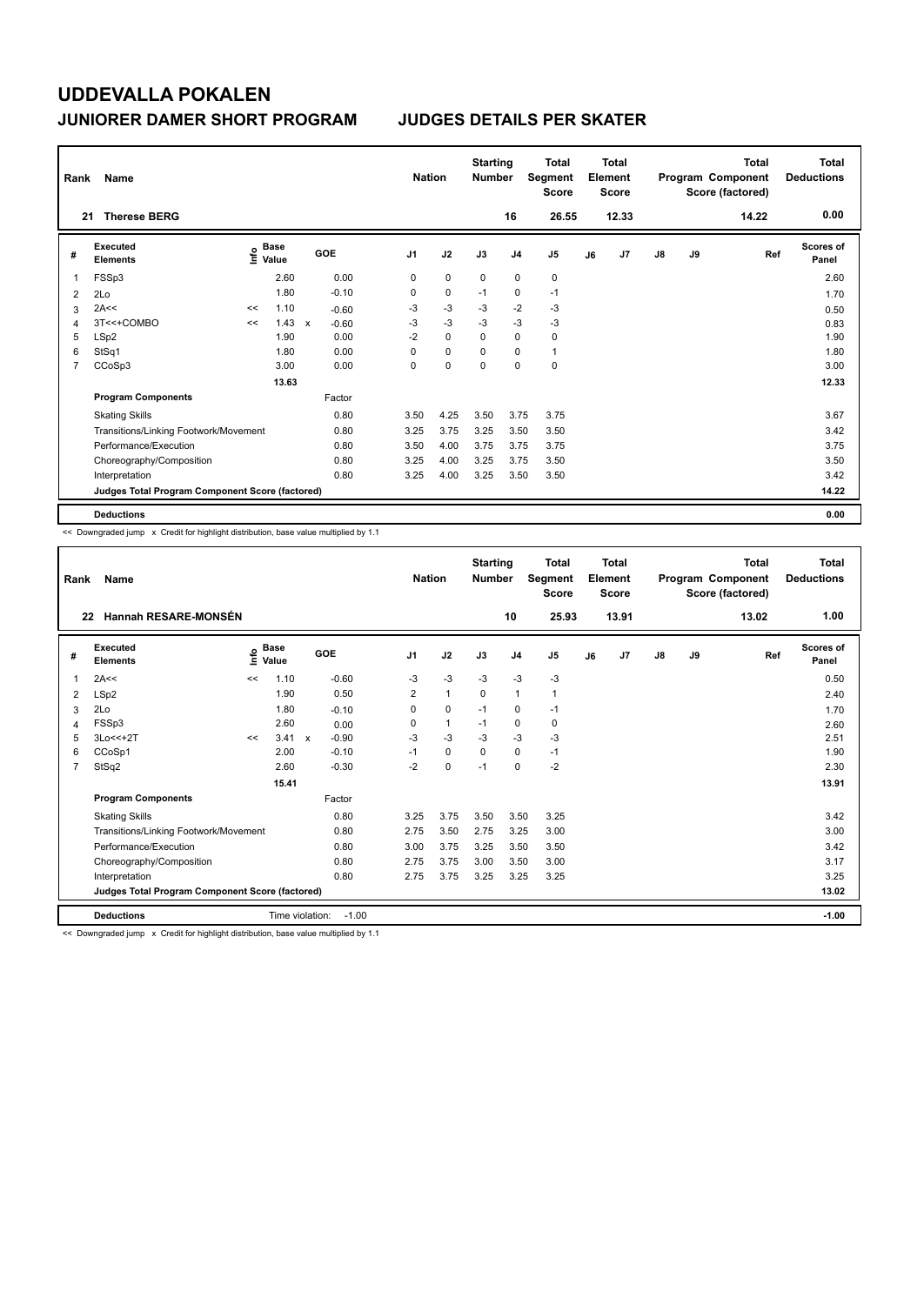# UDDEVALLA POKALEN

## JUNIORER DAMER SHORT PROGRAM — JUDGES DETAILS PER SKATER

| Rank | Name | Nation | Starting Number | Total Segment Score | Total Element Score | Total Program Component Score (factored) | Total Deductions |
|---|---|---|---|---|---|---|---|
| 21 | Therese BERG | | 16 | 26.55 | 12.33 | 14.22 | 0.00 |

| # | Executed Elements | Info | Base Value | | GOE | J1 | J2 | J3 | J4 | J5 | J6 | J7 | J8 | J9 | Ref | Scores of Panel |
|---|---|---|---|---|---|---|---|---|---|---|---|---|---|---|---|---|
| 1 | FSSp3 | | 2.60 | | 0.00 | 0 | 0 | 0 | 0 | 0 | | | | | | 2.60 |
| 2 | 2Lo | | 1.80 | | -0.10 | 0 | 0 | -1 | 0 | -1 | | | | | | 1.70 |
| 3 | 2A<< | << | 1.10 | | -0.60 | -3 | -3 | -3 | -2 | -3 | | | | | | 0.50 |
| 4 | 3T<<+COMBO | << | 1.43 | x | -0.60 | -3 | -3 | -3 | -3 | -3 | | | | | | 0.83 |
| 5 | LSp2 | | 1.90 | | 0.00 | -2 | 0 | 0 | 0 | 0 | | | | | | 1.90 |
| 6 | StSq1 | | 1.80 | | 0.00 | 0 | 0 | 0 | 0 | 1 | | | | | | 1.80 |
| 7 | CCoSp3 | | 3.00 | | 0.00 | 0 | 0 | 0 | 0 | 0 | | | | | | 3.00 |
| | | | 13.63 | | | | | | | | | | | | | 12.33 |
| | **Program Components** | | | | Factor | | | | | | | | | | | |
| | Skating Skills | | | | 0.80 | 3.50 | 4.25 | 3.50 | 3.75 | 3.75 | | | | | | 3.67 |
| | Transitions/Linking Footwork/Movement | | | | 0.80 | 3.25 | 3.75 | 3.25 | 3.50 | 3.50 | | | | | | 3.42 |
| | Performance/Execution | | | | 0.80 | 3.50 | 4.00 | 3.75 | 3.75 | 3.75 | | | | | | 3.75 |
| | Choreography/Composition | | | | 0.80 | 3.25 | 4.00 | 3.25 | 3.75 | 3.50 | | | | | | 3.50 |
| | Interpretation | | | | 0.80 | 3.25 | 4.00 | 3.25 | 3.50 | 3.50 | | | | | | 3.42 |
| | **Judges Total Program Component Score (factored)** | | | | | | | | | | | | | | | 14.22 |
| | **Deductions** | | | | | | | | | | | | | | | 0.00 |

<< Downgraded jump x Credit for highlight distribution, base value multiplied by 1.1

| Rank | Name | Nation | Starting Number | Total Segment Score | Total Element Score | Total Program Component Score (factored) | Total Deductions |
|---|---|---|---|---|---|---|---|
| 22 | Hannah RESARE-MONSÉN | | 10 | 25.93 | 13.91 | 13.02 | 1.00 |

| # | Executed Elements | Info | Base Value | | GOE | J1 | J2 | J3 | J4 | J5 | J6 | J7 | J8 | J9 | Ref | Scores of Panel |
|---|---|---|---|---|---|---|---|---|---|---|---|---|---|---|---|---|
| 1 | 2A<< | << | 1.10 | | -0.60 | -3 | -3 | -3 | -3 | -3 | | | | | | 0.50 |
| 2 | LSp2 | | 1.90 | | 0.50 | 2 | 1 | 0 | 1 | 1 | | | | | | 2.40 |
| 3 | 2Lo | | 1.80 | | -0.10 | 0 | 0 | -1 | 0 | -1 | | | | | | 1.70 |
| 4 | FSSp3 | | 2.60 | | 0.00 | 0 | 1 | -1 | 0 | 0 | | | | | | 2.60 |
| 5 | 3Lo<<+2T | << | 3.41 | x | -0.90 | -3 | -3 | -3 | -3 | -3 | | | | | | 2.51 |
| 6 | CCoSp1 | | 2.00 | | -0.10 | -1 | 0 | 0 | 0 | -1 | | | | | | 1.90 |
| 7 | StSq2 | | 2.60 | | -0.30 | -2 | 0 | -1 | 0 | -2 | | | | | | 2.30 |
| | | | 15.41 | | | | | | | | | | | | | 13.91 |
| | **Program Components** | | | | Factor | | | | | | | | | | | |
| | Skating Skills | | | | 0.80 | 3.25 | 3.75 | 3.50 | 3.50 | 3.25 | | | | | | 3.42 |
| | Transitions/Linking Footwork/Movement | | | | 0.80 | 2.75 | 3.50 | 2.75 | 3.25 | 3.00 | | | | | | 3.00 |
| | Performance/Execution | | | | 0.80 | 3.00 | 3.75 | 3.25 | 3.50 | 3.50 | | | | | | 3.42 |
| | Choreography/Composition | | | | 0.80 | 2.75 | 3.75 | 3.00 | 3.50 | 3.00 | | | | | | 3.17 |
| | Interpretation | | | | 0.80 | 2.75 | 3.75 | 3.25 | 3.25 | 3.25 | | | | | | 3.25 |
| | **Judges Total Program Component Score (factored)** | | | | | | | | | | | | | | | 13.02 |
| | **Deductions** | | Time violation: | | -1.00 | | | | | | | | | | | -1.00 |

<< Downgraded jump x Credit for highlight distribution, base value multiplied by 1.1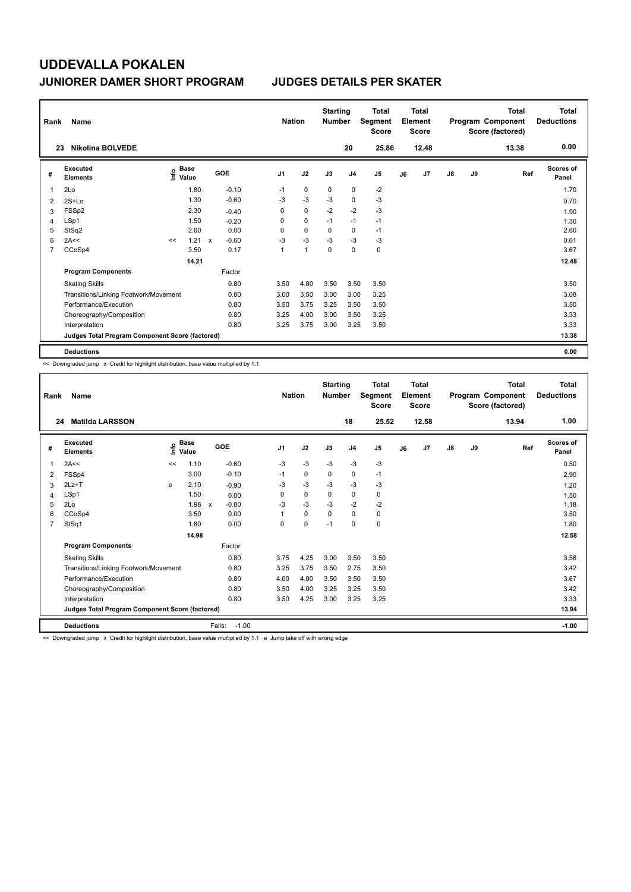# UDDEVALLA POKALEN

## JUNIORER DAMER SHORT PROGRAM

## JUDGES DETAILS PER SKATER

| Rank | Name | Nation | Starting Number | Total Segment Score | Total Element Score | Total Program Component Score (factored) | Total Deductions |
|---|---|---|---|---|---|---|---|
| 23 | Nikolina BOLVEDE | | 20 | 25.86 | 12.48 | 13.38 | 0.00 |

| # | Executed Elements | Info | Base Value | | GOE | J1 | J2 | J3 | J4 | J5 | J6 | J7 | J8 | J9 | Ref | Scores of Panel |
|---|---|---|---|---|---|---|---|---|---|---|---|---|---|---|---|---|
| 1 | 2Lo | | 1.80 | | -0.10 | -1 | 0 | 0 | 0 | -2 | | | | | | 1.70 |
| 2 | 2S+Lo | | 1.30 | | -0.60 | -3 | -3 | -3 | 0 | -3 | | | | | | 0.70 |
| 3 | FSSp2 | | 2.30 | | -0.40 | 0 | 0 | -2 | -2 | -3 | | | | | | 1.90 |
| 4 | LSp1 | | 1.50 | | -0.20 | 0 | 0 | -1 | -1 | -1 | | | | | | 1.30 |
| 5 | StSq2 | | 2.60 | | 0.00 | 0 | 0 | 0 | 0 | -1 | | | | | | 2.60 |
| 6 | 2A<< | << | 1.21 | x | -0.60 | -3 | -3 | -3 | -3 | -3 | | | | | | 0.61 |
| 7 | CCoSp4 | | 3.50 | | 0.17 | 1 | 1 | 0 | 0 | 0 | | | | | | 3.67 |
| | | | 14.21 | | | | | | | | | | | | | 12.48 |
| | **Program Components** | | | | Factor | | | | | | | | | | | |
| | Skating Skills | | | | 0.80 | 3.50 | 4.00 | 3.50 | 3.50 | 3.50 | | | | | | 3.50 |
| | Transitions/Linking Footwork/Movement | | | | 0.80 | 3.00 | 3.50 | 3.00 | 3.00 | 3.25 | | | | | | 3.08 |
| | Performance/Execution | | | | 0.80 | 3.50 | 3.75 | 3.25 | 3.50 | 3.50 | | | | | | 3.50 |
| | Choreography/Composition | | | | 0.80 | 3.25 | 4.00 | 3.00 | 3.50 | 3.25 | | | | | | 3.33 |
| | Interpretation | | | | 0.80 | 3.25 | 3.75 | 3.00 | 3.25 | 3.50 | | | | | | 3.33 |
| | **Judges Total Program Component Score (factored)** | | | | | | | | | | | | | | | 13.38 |
| | **Deductions** | | | | | | | | | | | | | | | 0.00 |

<< Downgraded jump x Credit for highlight distribution, base value multiplied by 1.1

| Rank | Name | Nation | Starting Number | Total Segment Score | Total Element Score | Total Program Component Score (factored) | Total Deductions |
|---|---|---|---|---|---|---|---|
| 24 | Matilda LARSSON | | 18 | 25.52 | 12.58 | 13.94 | 1.00 |

| # | Executed Elements | Info | Base Value | | GOE | J1 | J2 | J3 | J4 | J5 | J6 | J7 | J8 | J9 | Ref | Scores of Panel |
|---|---|---|---|---|---|---|---|---|---|---|---|---|---|---|---|---|
| 1 | 2A<< | << | 1.10 | | -0.60 | -3 | -3 | -3 | -3 | -3 | | | | | | 0.50 |
| 2 | FSSp4 | | 3.00 | | -0.10 | -1 | 0 | 0 | 0 | -1 | | | | | | 2.90 |
| 3 | 2Lz+T | e | 2.10 | | -0.90 | -3 | -3 | -3 | -3 | -3 | | | | | | 1.20 |
| 4 | LSp1 | | 1.50 | | 0.00 | 0 | 0 | 0 | 0 | 0 | | | | | | 1.50 |
| 5 | 2Lo | | 1.98 | x | -0.80 | -3 | -3 | -3 | -2 | -2 | | | | | | 1.18 |
| 6 | CCoSp4 | | 3.50 | | 0.00 | 1 | 0 | 0 | 0 | 0 | | | | | | 3.50 |
| 7 | StSq1 | | 1.80 | | 0.00 | 0 | 0 | -1 | 0 | 0 | | | | | | 1.80 |
| | | | 14.98 | | | | | | | | | | | | | 12.58 |
| | **Program Components** | | | | Factor | | | | | | | | | | | |
| | Skating Skills | | | | 0.80 | 3.75 | 4.25 | 3.00 | 3.50 | 3.50 | | | | | | 3.58 |
| | Transitions/Linking Footwork/Movement | | | | 0.80 | 3.25 | 3.75 | 3.50 | 2.75 | 3.50 | | | | | | 3.42 |
| | Performance/Execution | | | | 0.80 | 4.00 | 4.00 | 3.50 | 3.50 | 3.50 | | | | | | 3.67 |
| | Choreography/Composition | | | | 0.80 | 3.50 | 4.00 | 3.25 | 3.25 | 3.50 | | | | | | 3.42 |
| | Interpretation | | | | 0.80 | 3.50 | 4.25 | 3.00 | 3.25 | 3.25 | | | | | | 3.33 |
| | **Judges Total Program Component Score (factored)** | | | | | | | | | | | | | | | 13.94 |
| | **Deductions** | | | | Falls: -1.00 | | | | | | | | | | | -1.00 |

<< Downgraded jump x Credit for highlight distribution, base value multiplied by 1.1 e Jump take off with wrong edge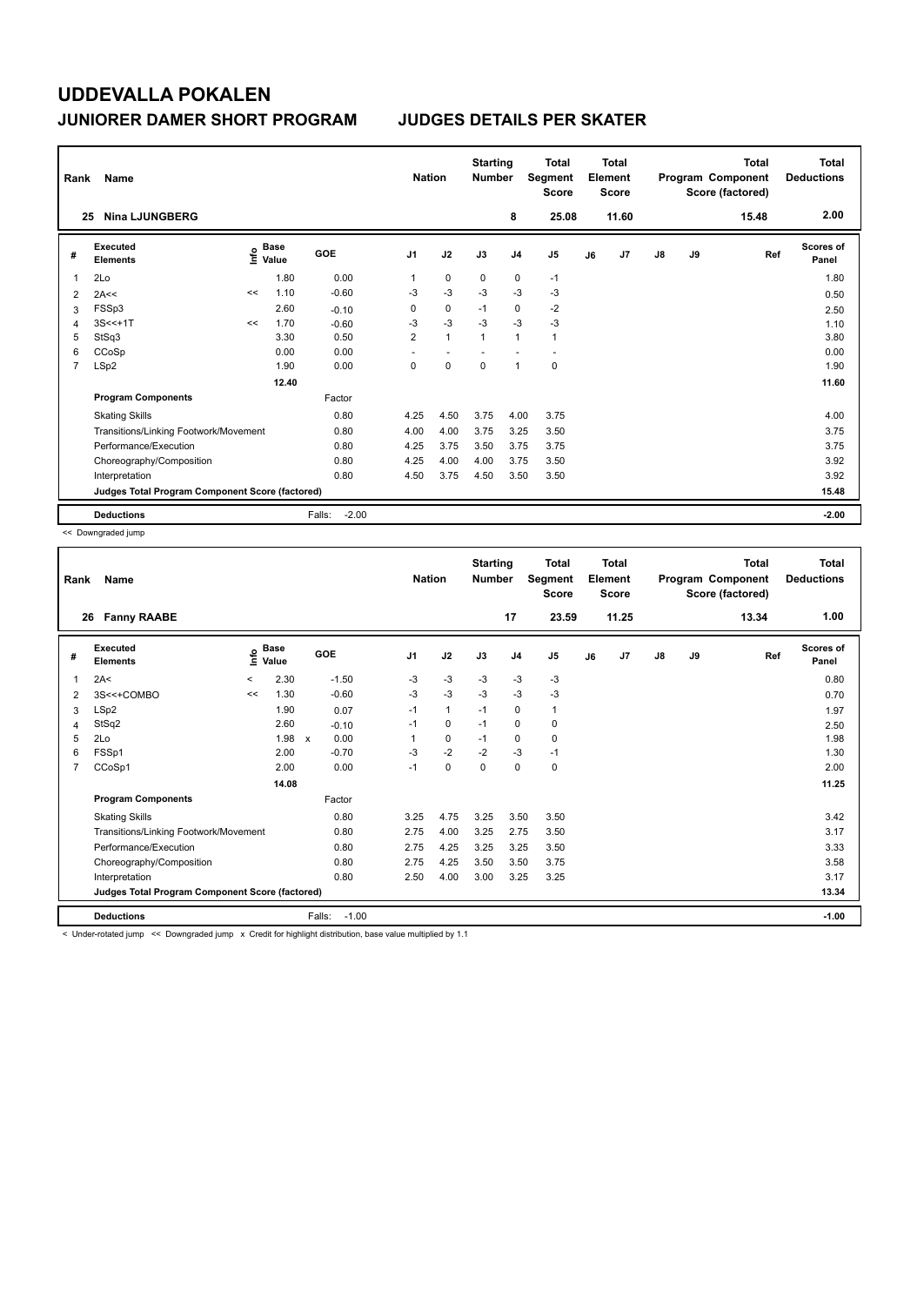# UDDEVALLA POKALEN

## JUNIORER DAMER SHORT PROGRAM

## JUDGES DETAILS PER SKATER

| Rank | Name | | Nation | | Starting Number | Total Segment Score | Total Element Score | Total Program Component Score (factored) | Total Deductions |
|---|---|---|---|---|---|---|---|---|---|
| 25 | Nina LJUNGBERG | | | | 8 | 25.08 | 11.60 | 15.48 | 2.00 |

| # | Executed Elements | Info | Base Value | GOE | J1 | J2 | J3 | J4 | J5 | J6 | J7 | J8 | J9 | Ref | Scores of Panel |
|---|---|---|---|---|---|---|---|---|---|---|---|---|---|---|---|
| 1 | 2Lo | | 1.80 | 0.00 | 1 | 0 | 0 | 0 | -1 | | | | | | 1.80 |
| 2 | 2A<< | << | 1.10 | -0.60 | -3 | -3 | -3 | -3 | -3 | | | | | | 0.50 |
| 3 | FSSp3 | | 2.60 | -0.10 | 0 | 0 | -1 | 0 | -2 | | | | | | 2.50 |
| 4 | 3S<<+1T | << | 1.70 | -0.60 | -3 | -3 | -3 | -3 | -3 | | | | | | 1.10 |
| 5 | StSq3 | | 3.30 | 0.50 | 2 | 1 | 1 | 1 | 1 | | | | | | 3.80 |
| 6 | CCoSp | | 0.00 | 0.00 | - | - | - | - | - | | | | | | 0.00 |
| 7 | LSp2 | | 1.90 | 0.00 | 0 | 0 | 0 | 1 | 0 | | | | | | 1.90 |
| | | | 12.40 | | | | | | | | | | | | 11.60 |
| | **Program Components** | | | Factor | | | | | | | | | | | |
| | Skating Skills | | | 0.80 | 4.25 | 4.50 | 3.75 | 4.00 | 3.75 | | | | | | 4.00 |
| | Transitions/Linking Footwork/Movement | | | 0.80 | 4.00 | 4.00 | 3.75 | 3.25 | 3.50 | | | | | | 3.75 |
| | Performance/Execution | | | 0.80 | 4.25 | 3.75 | 3.50 | 3.75 | 3.75 | | | | | | 3.75 |
| | Choreography/Composition | | | 0.80 | 4.25 | 4.00 | 4.00 | 3.75 | 3.50 | | | | | | 3.92 |
| | Interpretation | | | 0.80 | 4.50 | 3.75 | 4.50 | 3.50 | 3.50 | | | | | | 3.92 |
| | Judges Total Program Component Score (factored) | | | | | | | | | | | | | | 15.48 |
| | **Deductions** | | | Falls: -2.00 | | | | | | | | | | | -2.00 |

<< Downgraded jump

| Rank | Name | | Nation | | Starting Number | Total Segment Score | Total Element Score | Total Program Component Score (factored) | Total Deductions |
|---|---|---|---|---|---|---|---|---|---|
| 26 | Fanny RAABE | | | | 17 | 23.59 | 11.25 | 13.34 | 1.00 |

| # | Executed Elements | Info | Base Value | GOE | J1 | J2 | J3 | J4 | J5 | J6 | J7 | J8 | J9 | Ref | Scores of Panel |
|---|---|---|---|---|---|---|---|---|---|---|---|---|---|---|---|
| 1 | 2A< | < | 2.30 | -1.50 | -3 | -3 | -3 | -3 | -3 | | | | | | 0.80 |
| 2 | 3S<<+COMBO | << | 1.30 | -0.60 | -3 | -3 | -3 | -3 | -3 | | | | | | 0.70 |
| 3 | LSp2 | | 1.90 | 0.07 | -1 | 1 | -1 | 0 | 1 | | | | | | 1.97 |
| 4 | StSq2 | | 2.60 | -0.10 | -1 | 0 | -1 | 0 | 0 | | | | | | 2.50 |
| 5 | 2Lo | | 1.98 x | 0.00 | 1 | 0 | -1 | 0 | 0 | | | | | | 1.98 |
| 6 | FSSp1 | | 2.00 | -0.70 | -3 | -2 | -2 | -3 | -1 | | | | | | 1.30 |
| 7 | CCoSp1 | | 2.00 | 0.00 | -1 | 0 | 0 | 0 | 0 | | | | | | 2.00 |
| | | | 14.08 | | | | | | | | | | | | 11.25 |
| | **Program Components** | | | Factor | | | | | | | | | | | |
| | Skating Skills | | | 0.80 | 3.25 | 4.75 | 3.25 | 3.50 | 3.50 | | | | | | 3.42 |
| | Transitions/Linking Footwork/Movement | | | 0.80 | 2.75 | 4.00 | 3.25 | 2.75 | 3.50 | | | | | | 3.17 |
| | Performance/Execution | | | 0.80 | 2.75 | 4.25 | 3.25 | 3.25 | 3.50 | | | | | | 3.33 |
| | Choreography/Composition | | | 0.80 | 2.75 | 4.25 | 3.50 | 3.50 | 3.75 | | | | | | 3.58 |
| | Interpretation | | | 0.80 | 2.50 | 4.00 | 3.00 | 3.25 | 3.25 | | | | | | 3.17 |
| | Judges Total Program Component Score (factored) | | | | | | | | | | | | | | 13.34 |
| | **Deductions** | | | Falls: -1.00 | | | | | | | | | | | -1.00 |

< Under-rotated jump << Downgraded jump x Credit for highlight distribution, base value multiplied by 1.1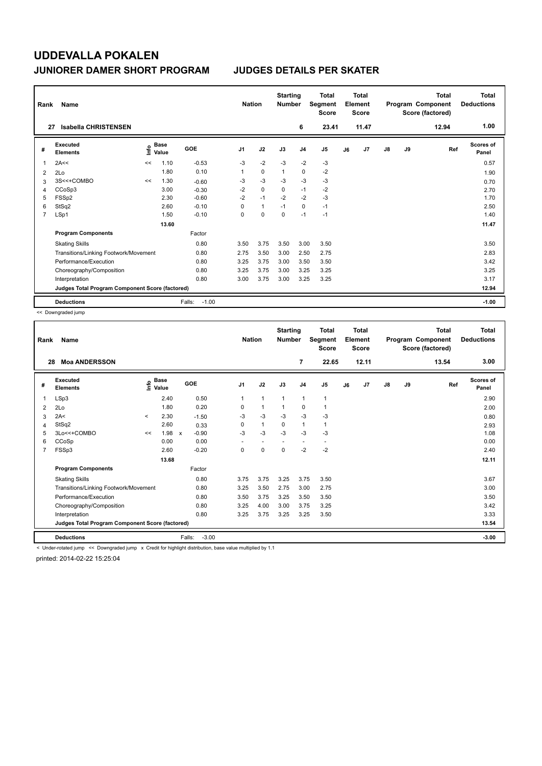# UDDEVALLA POKALEN

## JUNIORER DAMER SHORT PROGRAM JUDGES DETAILS PER SKATER

| Rank | Name | Nation | Starting Number | Total Segment Score | Total Element Score | Total Program Component Score (factored) | Total Deductions |
|---|---|---|---|---|---|---|---|
| 27 | Isabella CHRISTENSEN | | 6 | 23.41 | 11.47 | 12.94 | 1.00 |

| # | Executed Elements | Info | Base Value | | GOE | J1 | J2 | J3 | J4 | J5 | J6 | J7 | J8 | J9 | Ref | Scores of Panel |
|---|---|---|---|---|---|---|---|---|---|---|---|---|---|---|---|---|
| 1 | 2A<< | << | 1.10 | | -0.53 | -3 | -2 | -3 | -2 | -3 | | | | | | 0.57 |
| 2 | 2Lo | | 1.80 | | 0.10 | 1 | 0 | 1 | 0 | -2 | | | | | | 1.90 |
| 3 | 3S<<+COMBO | << | 1.30 | | -0.60 | -3 | -3 | -3 | -3 | -3 | | | | | | 0.70 |
| 4 | CCoSp3 | | 3.00 | | -0.30 | -2 | 0 | 0 | -1 | -2 | | | | | | 2.70 |
| 5 | FSSp2 | | 2.30 | | -0.60 | -2 | -1 | -2 | -2 | -3 | | | | | | 1.70 |
| 6 | StSq2 | | 2.60 | | -0.10 | 0 | 1 | -1 | 0 | -1 | | | | | | 2.50 |
| 7 | LSp1 | | 1.50 | | -0.10 | 0 | 0 | 0 | -1 | -1 | | | | | | 1.40 |
| | | | 13.60 | | | | | | | | | | | | | 11.47 |
| | **Program Components** | | | | Factor | | | | | | | | | | | |
| | Skating Skills | | | | 0.80 | 3.50 | 3.75 | 3.50 | 3.00 | 3.50 | | | | | | 3.50 |
| | Transitions/Linking Footwork/Movement | | | | 0.80 | 2.75 | 3.50 | 3.00 | 2.50 | 2.75 | | | | | | 2.83 |
| | Performance/Execution | | | | 0.80 | 3.25 | 3.75 | 3.00 | 3.50 | 3.50 | | | | | | 3.42 |
| | Choreography/Composition | | | | 0.80 | 3.25 | 3.75 | 3.00 | 3.25 | 3.25 | | | | | | 3.25 |
| | Interpretation | | | | 0.80 | 3.00 | 3.75 | 3.00 | 3.25 | 3.25 | | | | | | 3.17 |
| | **Judges Total Program Component Score (factored)** | | | | | | | | | | | | | | | 12.94 |
| | **Deductions** | | | | Falls: -1.00 | | | | | | | | | | | -1.00 |

<< Downgraded jump

| Rank | Name | Nation | Starting Number | Total Segment Score | Total Element Score | Total Program Component Score (factored) | Total Deductions |
|---|---|---|---|---|---|---|---|
| 28 | Moa ANDERSSON | | 7 | 22.65 | 12.11 | 13.54 | 3.00 |

| # | Executed Elements | Info | Base Value | | GOE | J1 | J2 | J3 | J4 | J5 | J6 | J7 | J8 | J9 | Ref | Scores of Panel |
|---|---|---|---|---|---|---|---|---|---|---|---|---|---|---|---|---|
| 1 | LSp3 | | 2.40 | | 0.50 | 1 | 1 | 1 | 1 | 1 | | | | | | 2.90 |
| 2 | 2Lo | | 1.80 | | 0.20 | 0 | 1 | 1 | 0 | 1 | | | | | | 2.00 |
| 3 | 2A< | < | 2.30 | | -1.50 | -3 | -3 | -3 | -3 | -3 | | | | | | 0.80 |
| 4 | StSq2 | | 2.60 | | 0.33 | 0 | 1 | 0 | 1 | 1 | | | | | | 2.93 |
| 5 | 3Lo<<+COMBO | << | 1.98 | x | -0.90 | -3 | -3 | -3 | -3 | -3 | | | | | | 1.08 |
| 6 | CCoSp | | 0.00 | | 0.00 | - | - | - | - | - | | | | | | 0.00 |
| 7 | FSSp3 | | 2.60 | | -0.20 | 0 | 0 | 0 | -2 | -2 | | | | | | 2.40 |
| | | | 13.68 | | | | | | | | | | | | | 12.11 |
| | **Program Components** | | | | Factor | | | | | | | | | | | |
| | Skating Skills | | | | 0.80 | 3.75 | 3.75 | 3.25 | 3.75 | 3.50 | | | | | | 3.67 |
| | Transitions/Linking Footwork/Movement | | | | 0.80 | 3.25 | 3.50 | 2.75 | 3.00 | 2.75 | | | | | | 3.00 |
| | Performance/Execution | | | | 0.80 | 3.50 | 3.75 | 3.25 | 3.50 | 3.50 | | | | | | 3.50 |
| | Choreography/Composition | | | | 0.80 | 3.25 | 4.00 | 3.00 | 3.75 | 3.25 | | | | | | 3.42 |
| | Interpretation | | | | 0.80 | 3.25 | 3.75 | 3.25 | 3.25 | 3.50 | | | | | | 3.33 |
| | **Judges Total Program Component Score (factored)** | | | | | | | | | | | | | | | 13.54 |
| | **Deductions** | | | | Falls: -3.00 | | | | | | | | | | | -3.00 |

< Under-rotated jump << Downgraded jump x Credit for highlight distribution, base value multiplied by 1.1

printed: 2014-02-22 15:25:04